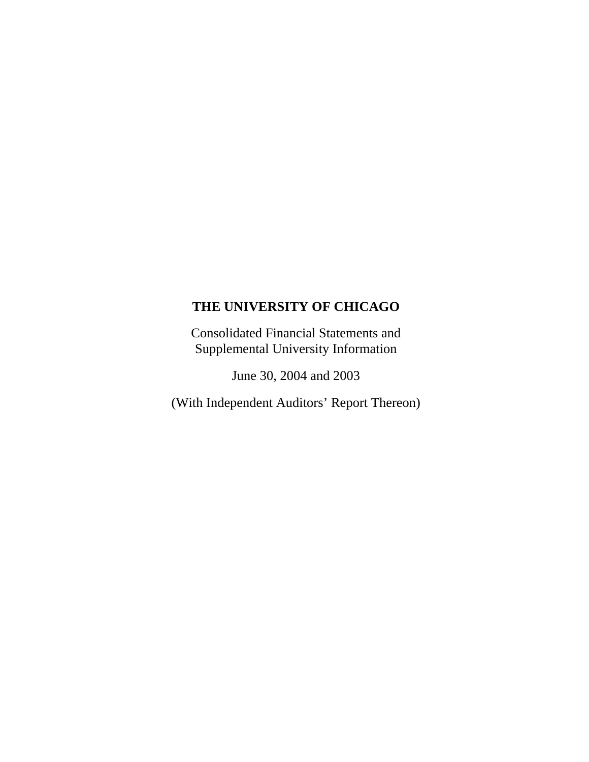# THE UNIVERSITY OF CHICAGO

Consolidated Financial Statements and
Supplemental University Information

June 30, 2004 and 2003

(With Independent Auditors' Report Thereon)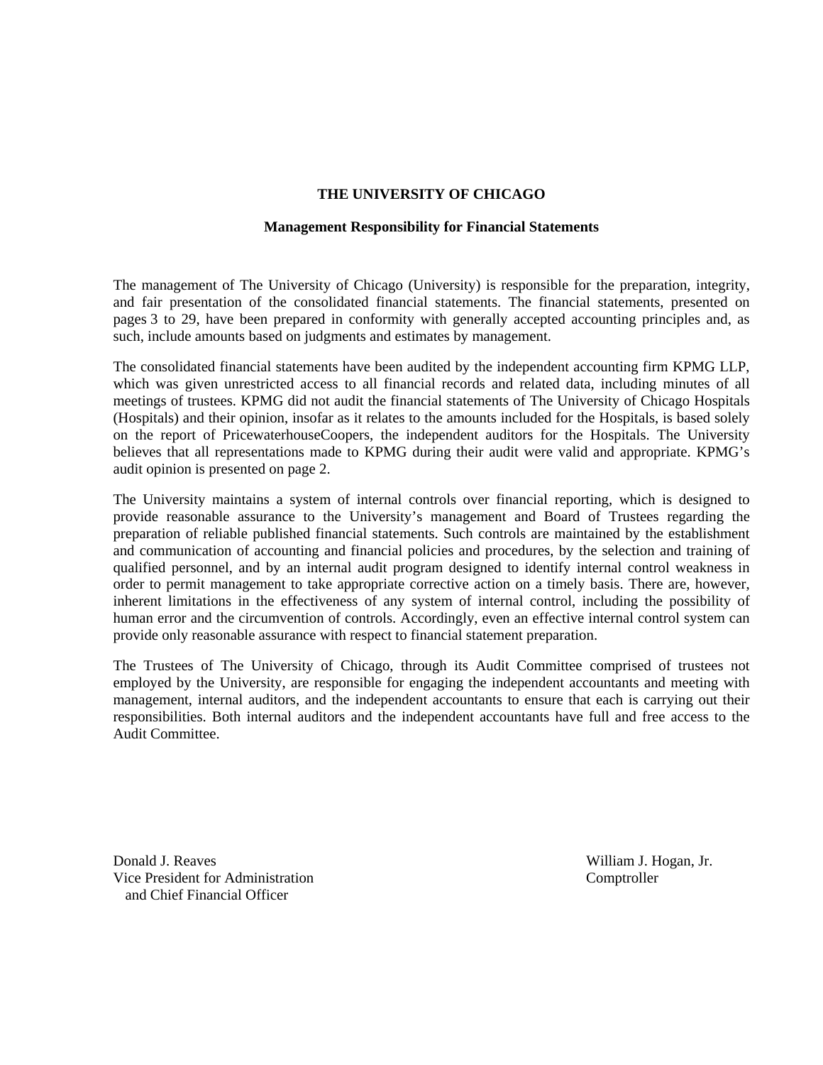# THE UNIVERSITY OF CHICAGO

## Management Responsibility for Financial Statements

The management of The University of Chicago (University) is responsible for the preparation, integrity, and fair presentation of the consolidated financial statements. The financial statements, presented on pages 3 to 29, have been prepared in conformity with generally accepted accounting principles and, as such, include amounts based on judgments and estimates by management.

The consolidated financial statements have been audited by the independent accounting firm KPMG LLP, which was given unrestricted access to all financial records and related data, including minutes of all meetings of trustees. KPMG did not audit the financial statements of The University of Chicago Hospitals (Hospitals) and their opinion, insofar as it relates to the amounts included for the Hospitals, is based solely on the report of PricewaterhouseCoopers, the independent auditors for the Hospitals. The University believes that all representations made to KPMG during their audit were valid and appropriate. KPMG's audit opinion is presented on page 2.

The University maintains a system of internal controls over financial reporting, which is designed to provide reasonable assurance to the University's management and Board of Trustees regarding the preparation of reliable published financial statements. Such controls are maintained by the establishment and communication of accounting and financial policies and procedures, by the selection and training of qualified personnel, and by an internal audit program designed to identify internal control weakness in order to permit management to take appropriate corrective action on a timely basis. There are, however, inherent limitations in the effectiveness of any system of internal control, including the possibility of human error and the circumvention of controls. Accordingly, even an effective internal control system can provide only reasonable assurance with respect to financial statement preparation.

The Trustees of The University of Chicago, through its Audit Committee comprised of trustees not employed by the University, are responsible for engaging the independent accountants and meeting with management, internal auditors, and the independent accountants to ensure that each is carrying out their responsibilities. Both internal auditors and the independent accountants have full and free access to the Audit Committee.

Donald J. Reaves
Vice President for Administration
and Chief Financial Officer

William J. Hogan, Jr.
Comptroller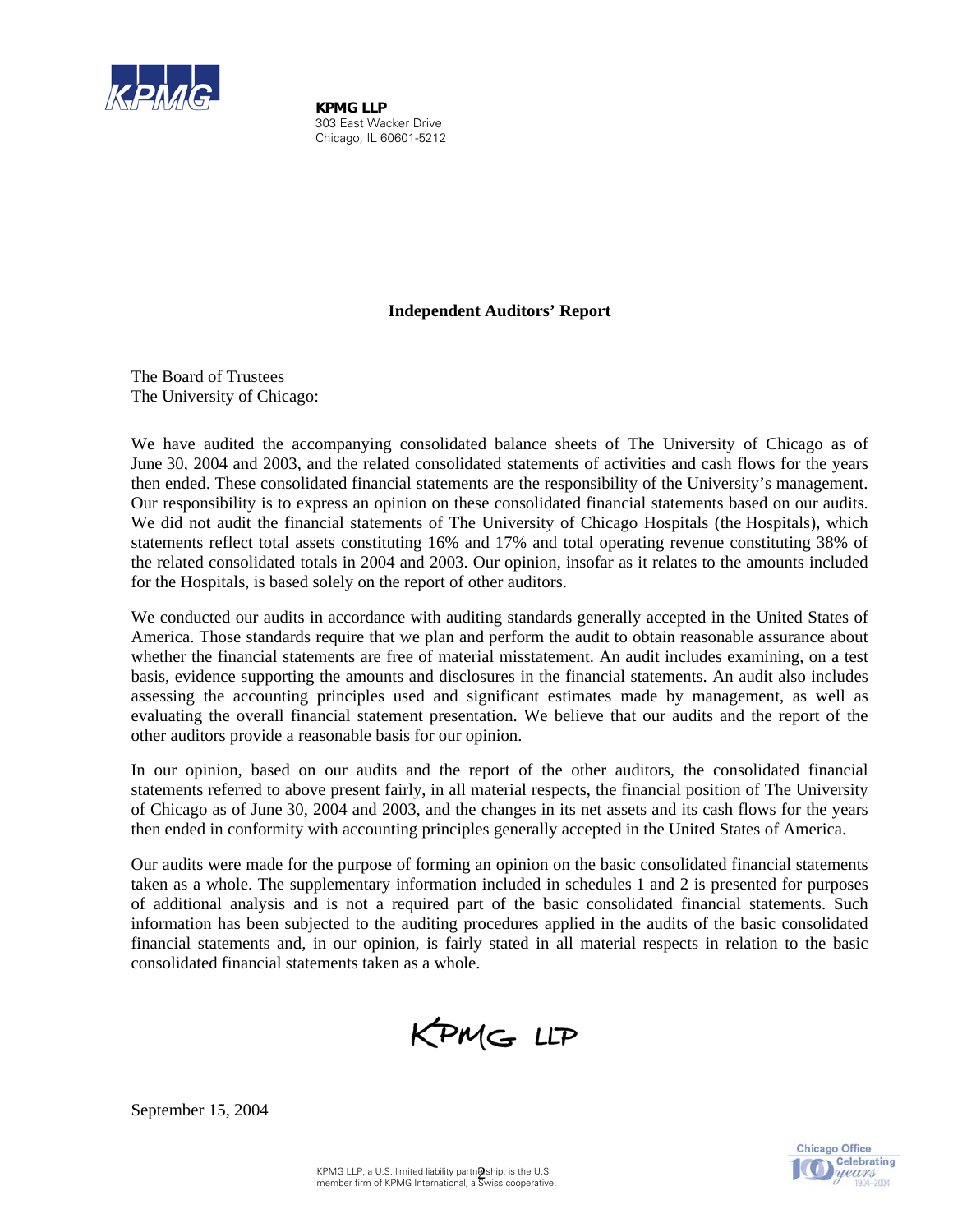**KPMG LLP**
303 East Wacker Drive
Chicago, IL 60601-5212

## Independent Auditors' Report

The Board of Trustees
The University of Chicago:

We have audited the accompanying consolidated balance sheets of The University of Chicago as of June 30, 2004 and 2003, and the related consolidated statements of activities and cash flows for the years then ended. These consolidated financial statements are the responsibility of the University's management. Our responsibility is to express an opinion on these consolidated financial statements based on our audits. We did not audit the financial statements of The University of Chicago Hospitals (the Hospitals), which statements reflect total assets constituting 16% and 17% and total operating revenue constituting 38% of the related consolidated totals in 2004 and 2003. Our opinion, insofar as it relates to the amounts included for the Hospitals, is based solely on the report of other auditors.

We conducted our audits in accordance with auditing standards generally accepted in the United States of America. Those standards require that we plan and perform the audit to obtain reasonable assurance about whether the financial statements are free of material misstatement. An audit includes examining, on a test basis, evidence supporting the amounts and disclosures in the financial statements. An audit also includes assessing the accounting principles used and significant estimates made by management, as well as evaluating the overall financial statement presentation. We believe that our audits and the report of the other auditors provide a reasonable basis for our opinion.

In our opinion, based on our audits and the report of the other auditors, the consolidated financial statements referred to above present fairly, in all material respects, the financial position of The University of Chicago as of June 30, 2004 and 2003, and the changes in its net assets and its cash flows for the years then ended in conformity with accounting principles generally accepted in the United States of America.

Our audits were made for the purpose of forming an opinion on the basic consolidated financial statements taken as a whole. The supplementary information included in schedules 1 and 2 is presented for purposes of additional analysis and is not a required part of the basic consolidated financial statements. Such information has been subjected to the auditing procedures applied in the audits of the basic consolidated financial statements and, in our opinion, is fairly stated in all material respects in relation to the basic consolidated financial statements taken as a whole.

KPMG LLP

September 15, 2004

KPMG LLP, a U.S. limited liability partnership, is the U.S. member firm of KPMG International, a Swiss cooperative.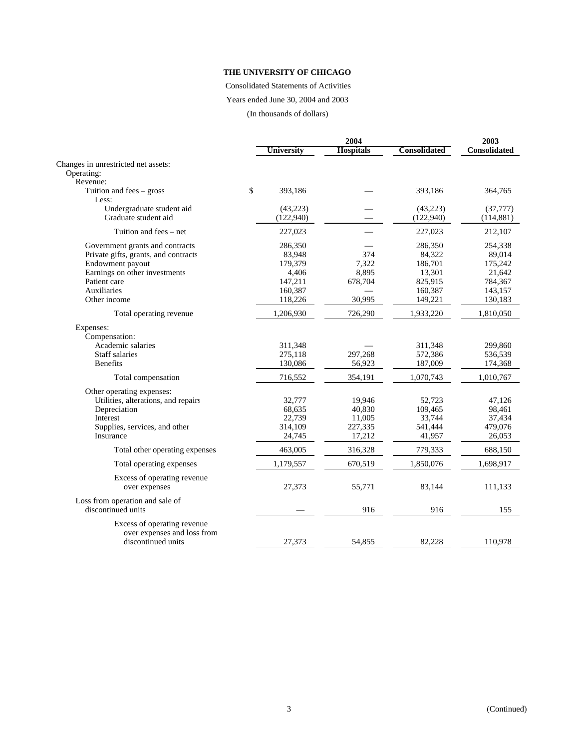**THE UNIVERSITY OF CHICAGO**

Consolidated Statements of Activities

Years ended June 30, 2004 and 2003

(In thousands of dollars)

| | 2004 | | | 2003 |
|---|---|---|---|---|
| | **University** | **Hospitals** | **Consolidated** | **Consolidated** |
| Changes in unrestricted net assets: | | | | |
| Operating: | | | | |
| Revenue: | | | | |
| Tuition and fees – gross | $ 393,186 | — | 393,186 | 364,765 |
| Less: | | | | |
| Undergraduate student aid | (43,223) | — | (43,223) | (37,777) |
| Graduate student aid | (122,940) | — | (122,940) | (114,881) |
| Tuition and fees – net | 227,023 | — | 227,023 | 212,107 |
| Government grants and contracts | 286,350 | — | 286,350 | 254,338 |
| Private gifts, grants, and contracts | 83,948 | 374 | 84,322 | 89,014 |
| Endowment payout | 179,379 | 7,322 | 186,701 | 175,242 |
| Earnings on other investments | 4,406 | 8,895 | 13,301 | 21,642 |
| Patient care | 147,211 | 678,704 | 825,915 | 784,367 |
| Auxiliaries | 160,387 | — | 160,387 | 143,157 |
| Other income | 118,226 | 30,995 | 149,221 | 130,183 |
| Total operating revenue | 1,206,930 | 726,290 | 1,933,220 | 1,810,050 |
| Expenses: | | | | |
| Compensation: | | | | |
| Academic salaries | 311,348 | — | 311,348 | 299,860 |
| Staff salaries | 275,118 | 297,268 | 572,386 | 536,539 |
| Benefits | 130,086 | 56,923 | 187,009 | 174,368 |
| Total compensation | 716,552 | 354,191 | 1,070,743 | 1,010,767 |
| Other operating expenses: | | | | |
| Utilities, alterations, and repairs | 32,777 | 19,946 | 52,723 | 47,126 |
| Depreciation | 68,635 | 40,830 | 109,465 | 98,461 |
| Interest | 22,739 | 11,005 | 33,744 | 37,434 |
| Supplies, services, and other | 314,109 | 227,335 | 541,444 | 479,076 |
| Insurance | 24,745 | 17,212 | 41,957 | 26,053 |
| Total other operating expenses | 463,005 | 316,328 | 779,333 | 688,150 |
| Total operating expenses | 1,179,557 | 670,519 | 1,850,076 | 1,698,917 |
| Excess of operating revenue over expenses | 27,373 | 55,771 | 83,144 | 111,133 |
| Loss from operation and sale of discontinued units | — | 916 | 916 | 155 |
| Excess of operating revenue over expenses and loss from discontinued units | 27,373 | 54,855 | 82,228 | 110,978 |

(Continued)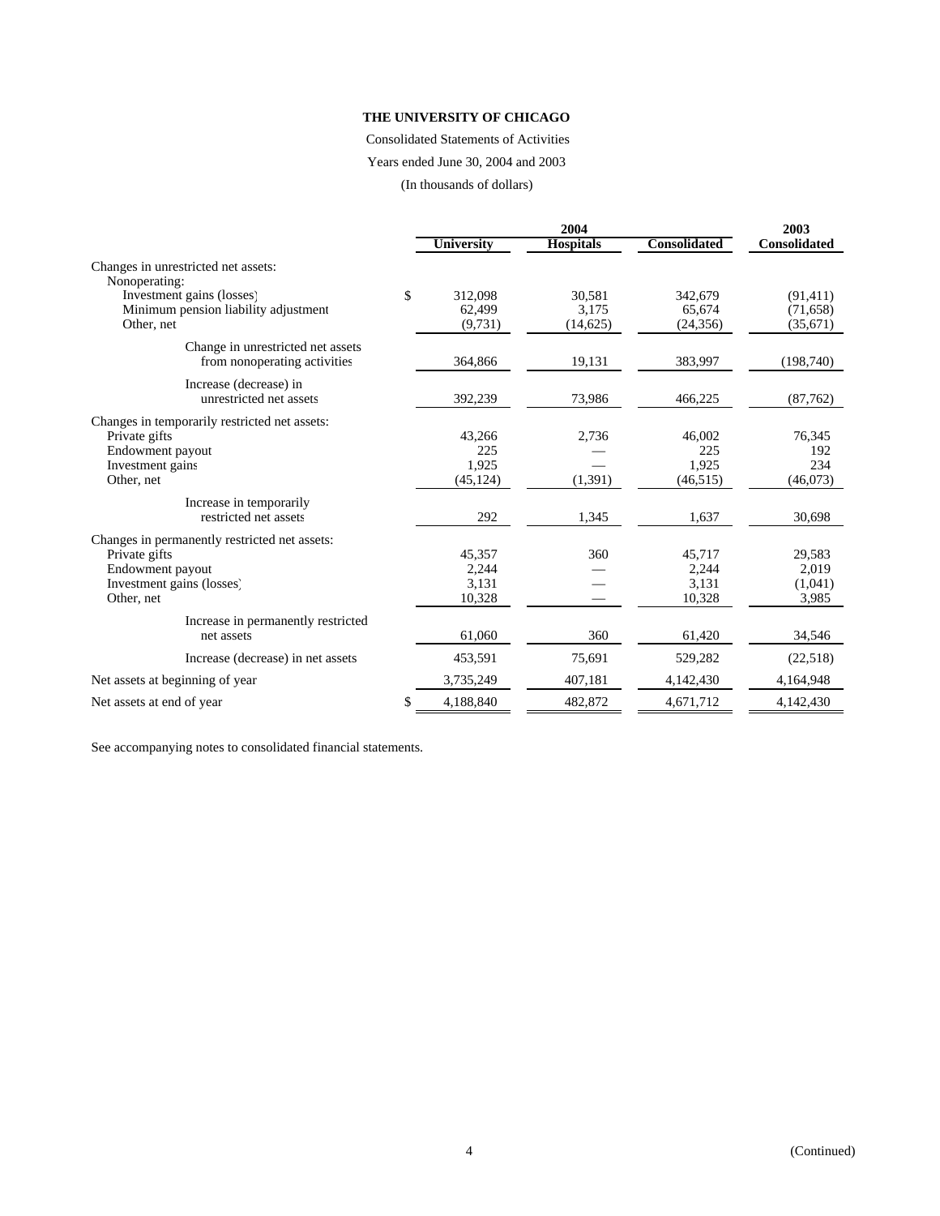**THE UNIVERSITY OF CHICAGO**

Consolidated Statements of Activities

Years ended June 30, 2004 and 2003

(In thousands of dollars)

| | 2004 | | | 2003 |
|---|---|---|---|---|
| | **University** | **Hospitals** | **Consolidated** | **Consolidated** |
| Changes in unrestricted net assets: | | | | |
| Nonoperating: | | | | |
| Investment gains (losses) | $ 312,098 | 30,581 | 342,679 | (91,411) |
| Minimum pension liability adjustment | 62,499 | 3,175 | 65,674 | (71,658) |
| Other, net | (9,731) | (14,625) | (24,356) | (35,671) |
| Change in unrestricted net assets from nonoperating activities | 364,866 | 19,131 | 383,997 | (198,740) |
| Increase (decrease) in unrestricted net assets | 392,239 | 73,986 | 466,225 | (87,762) |
| Changes in temporarily restricted net assets: | | | | |
| Private gifts | 43,266 | 2,736 | 46,002 | 76,345 |
| Endowment payout | 225 | — | 225 | 192 |
| Investment gains | 1,925 | — | 1,925 | 234 |
| Other, net | (45,124) | (1,391) | (46,515) | (46,073) |
| Increase in temporarily restricted net assets | 292 | 1,345 | 1,637 | 30,698 |
| Changes in permanently restricted net assets: | | | | |
| Private gifts | 45,357 | 360 | 45,717 | 29,583 |
| Endowment payout | 2,244 | — | 2,244 | 2,019 |
| Investment gains (losses) | 3,131 | — | 3,131 | (1,041) |
| Other, net | 10,328 | — | 10,328 | 3,985 |
| Increase in permanently restricted net assets | 61,060 | 360 | 61,420 | 34,546 |
| Increase (decrease) in net assets | 453,591 | 75,691 | 529,282 | (22,518) |
| Net assets at beginning of year | 3,735,249 | 407,181 | 4,142,430 | 4,164,948 |
| Net assets at end of year | $ 4,188,840 | 482,872 | 4,671,712 | 4,142,430 |

See accompanying notes to consolidated financial statements.

(Continued)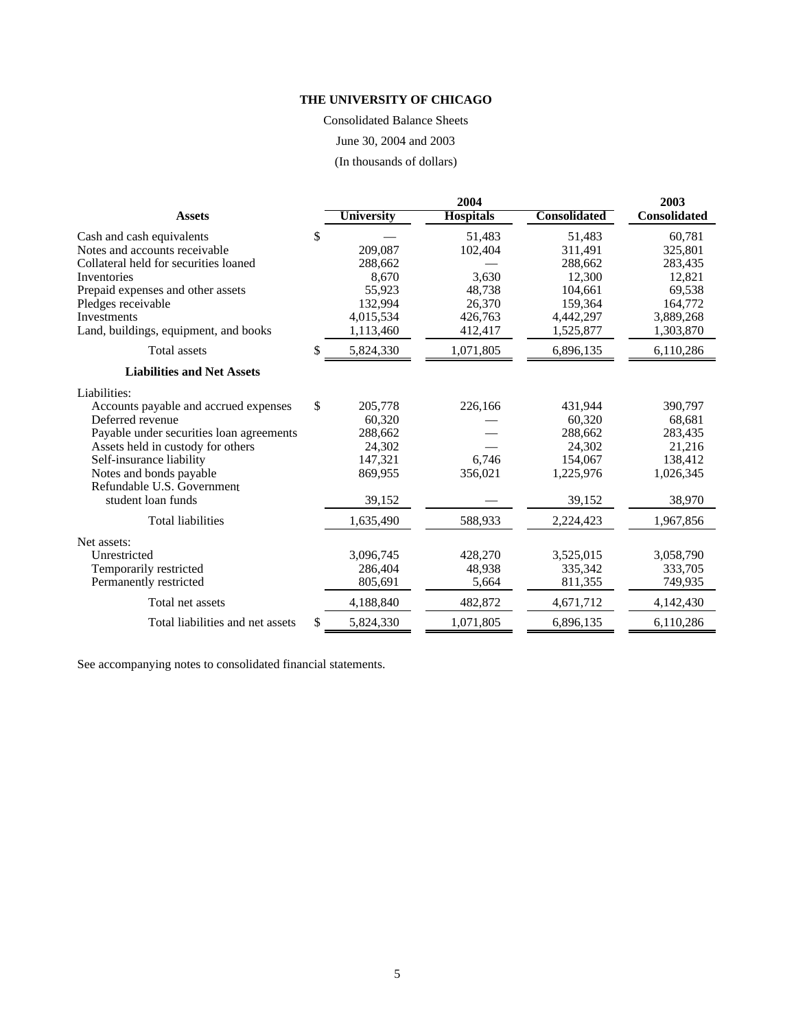**THE UNIVERSITY OF CHICAGO**

Consolidated Balance Sheets

June 30, 2004 and 2003

(In thousands of dollars)

| | 2004 | | | 2003 |
|---|---|---|---|---|
| **Assets** | **University** | **Hospitals** | **Consolidated** | **Consolidated** |
| Cash and cash equivalents | $ — | 51,483 | 51,483 | 60,781 |
| Notes and accounts receivable | 209,087 | 102,404 | 311,491 | 325,801 |
| Collateral held for securities loaned | 288,662 | — | 288,662 | 283,435 |
| Inventories | 8,670 | 3,630 | 12,300 | 12,821 |
| Prepaid expenses and other assets | 55,923 | 48,738 | 104,661 | 69,538 |
| Pledges receivable | 132,994 | 26,370 | 159,364 | 164,772 |
| Investments | 4,015,534 | 426,763 | 4,442,297 | 3,889,268 |
| Land, buildings, equipment, and books | 1,113,460 | 412,417 | 1,525,877 | 1,303,870 |
| Total assets | $ 5,824,330 | 1,071,805 | 6,896,135 | 6,110,286 |
| **Liabilities and Net Assets** | | | | |
| Liabilities: | | | | |
| Accounts payable and accrued expenses | $ 205,778 | 226,166 | 431,944 | 390,797 |
| Deferred revenue | 60,320 | — | 60,320 | 68,681 |
| Payable under securities loan agreements | 288,662 | — | 288,662 | 283,435 |
| Assets held in custody for others | 24,302 | — | 24,302 | 21,216 |
| Self-insurance liability | 147,321 | 6,746 | 154,067 | 138,412 |
| Notes and bonds payable | 869,955 | 356,021 | 1,225,976 | 1,026,345 |
| Refundable U.S. Government student loan funds | 39,152 | — | 39,152 | 38,970 |
| Total liabilities | 1,635,490 | 588,933 | 2,224,423 | 1,967,856 |
| Net assets: | | | | |
| Unrestricted | 3,096,745 | 428,270 | 3,525,015 | 3,058,790 |
| Temporarily restricted | 286,404 | 48,938 | 335,342 | 333,705 |
| Permanently restricted | 805,691 | 5,664 | 811,355 | 749,935 |
| Total net assets | 4,188,840 | 482,872 | 4,671,712 | 4,142,430 |
| Total liabilities and net assets | $ 5,824,330 | 1,071,805 | 6,896,135 | 6,110,286 |

See accompanying notes to consolidated financial statements.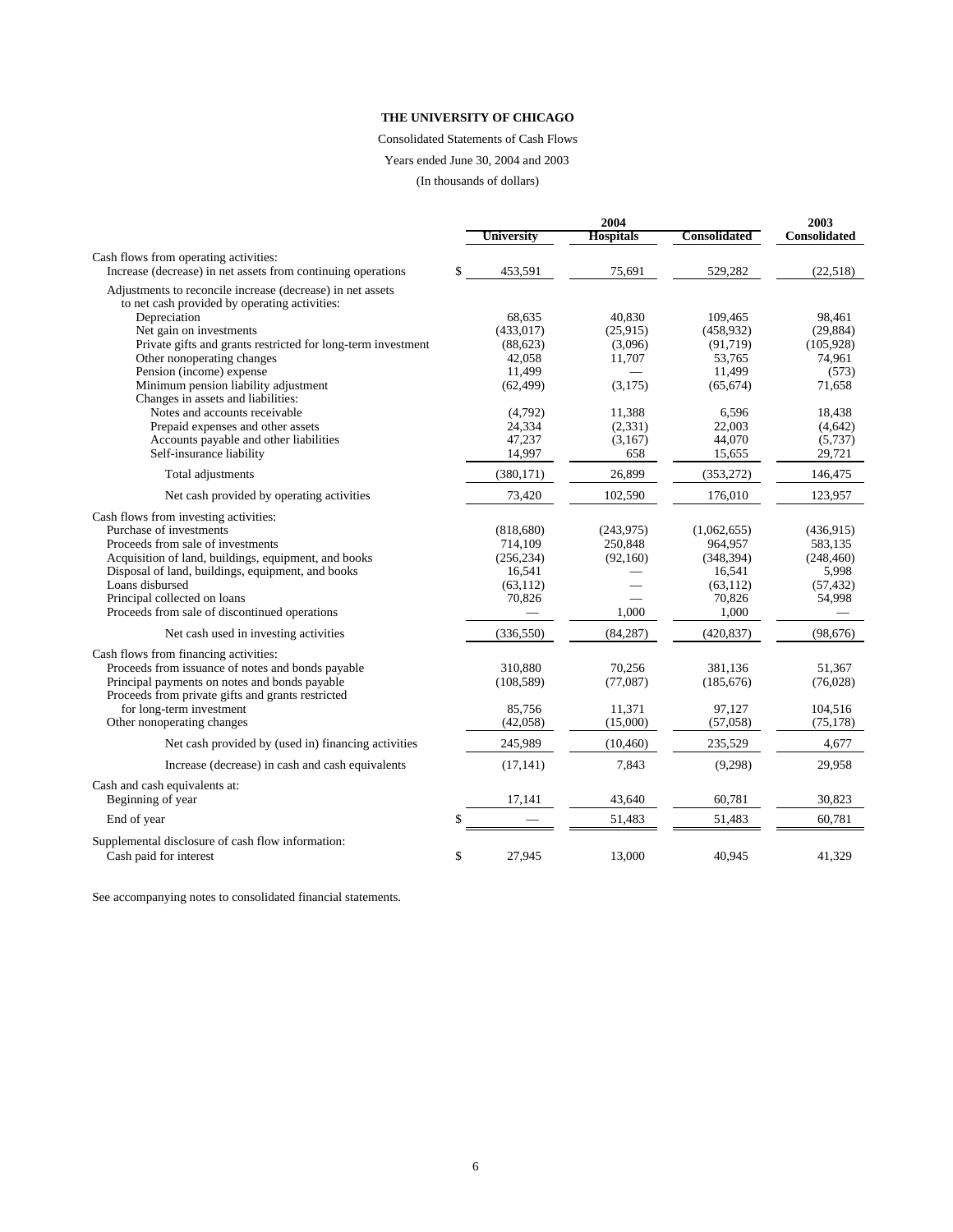**THE UNIVERSITY OF CHICAGO**

Consolidated Statements of Cash Flows

Years ended June 30, 2004 and 2003

(In thousands of dollars)

| | 2004 | | | 2003 |
|---|---|---|---|---|
| | University | Hospitals | Consolidated | Consolidated |
| Cash flows from operating activities: | | | | |
| Increase (decrease) in net assets from continuing operations | $ 453,591 | 75,691 | 529,282 | (22,518) |
| Adjustments to reconcile increase (decrease) in net assets to net cash provided by operating activities: | | | | |
| Depreciation | 68,635 | 40,830 | 109,465 | 98,461 |
| Net gain on investments | (433,017) | (25,915) | (458,932) | (29,884) |
| Private gifts and grants restricted for long-term investment | (88,623) | (3,096) | (91,719) | (105,928) |
| Other nonoperating changes | 42,058 | 11,707 | 53,765 | 74,961 |
| Pension (income) expense | 11,499 | — | 11,499 | (573) |
| Minimum pension liability adjustment | (62,499) | (3,175) | (65,674) | 71,658 |
| Changes in assets and liabilities: | | | | |
| Notes and accounts receivable | (4,792) | 11,388 | 6,596 | 18,438 |
| Prepaid expenses and other assets | 24,334 | (2,331) | 22,003 | (4,642) |
| Accounts payable and other liabilities | 47,237 | (3,167) | 44,070 | (5,737) |
| Self-insurance liability | 14,997 | 658 | 15,655 | 29,721 |
| Total adjustments | (380,171) | 26,899 | (353,272) | 146,475 |
| Net cash provided by operating activities | 73,420 | 102,590 | 176,010 | 123,957 |
| Cash flows from investing activities: | | | | |
| Purchase of investments | (818,680) | (243,975) | (1,062,655) | (436,915) |
| Proceeds from sale of investments | 714,109 | 250,848 | 964,957 | 583,135 |
| Acquisition of land, buildings, equipment, and books | (256,234) | (92,160) | (348,394) | (248,460) |
| Disposal of land, buildings, equipment, and books | 16,541 | — | 16,541 | 5,998 |
| Loans disbursed | (63,112) | — | (63,112) | (57,432) |
| Principal collected on loans | 70,826 | — | 70,826 | 54,998 |
| Proceeds from sale of discontinued operations | — | 1,000 | 1,000 | — |
| Net cash used in investing activities | (336,550) | (84,287) | (420,837) | (98,676) |
| Cash flows from financing activities: | | | | |
| Proceeds from issuance of notes and bonds payable | 310,880 | 70,256 | 381,136 | 51,367 |
| Principal payments on notes and bonds payable | (108,589) | (77,087) | (185,676) | (76,028) |
| Proceeds from private gifts and grants restricted for long-term investment | 85,756 | 11,371 | 97,127 | 104,516 |
| Other nonoperating changes | (42,058) | (15,000) | (57,058) | (75,178) |
| Net cash provided by (used in) financing activities | 245,989 | (10,460) | 235,529 | 4,677 |
| Increase (decrease) in cash and cash equivalents | (17,141) | 7,843 | (9,298) | 29,958 |
| Cash and cash equivalents at: | | | | |
| Beginning of year | 17,141 | 43,640 | 60,781 | 30,823 |
| End of year | $ — | 51,483 | 51,483 | 60,781 |
| Supplemental disclosure of cash flow information: | | | | |
| Cash paid for interest | $ 27,945 | 13,000 | 40,945 | 41,329 |

See accompanying notes to consolidated financial statements.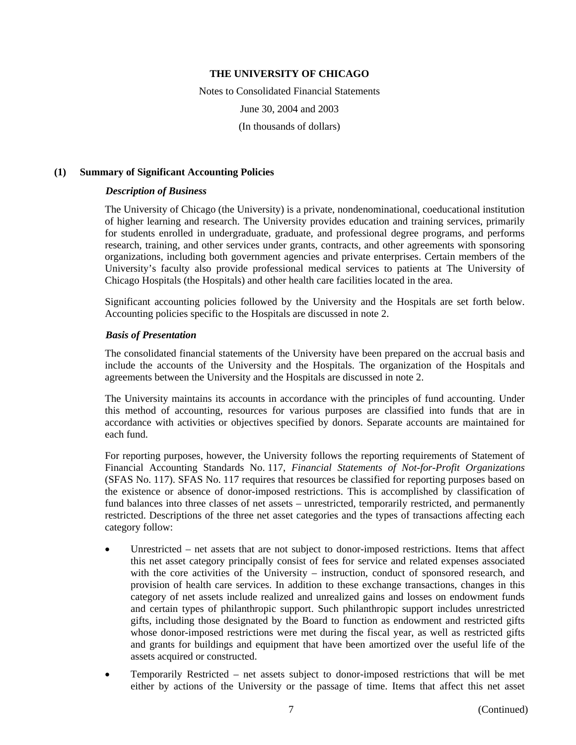# THE UNIVERSITY OF CHICAGO

Notes to Consolidated Financial Statements

June 30, 2004 and 2003

(In thousands of dollars)

## (1) Summary of Significant Accounting Policies

### *Description of Business*

The University of Chicago (the University) is a private, nondenominational, coeducational institution of higher learning and research. The University provides education and training services, primarily for students enrolled in undergraduate, graduate, and professional degree programs, and performs research, training, and other services under grants, contracts, and other agreements with sponsoring organizations, including both government agencies and private enterprises. Certain members of the University's faculty also provide professional medical services to patients at The University of Chicago Hospitals (the Hospitals) and other health care facilities located in the area.

Significant accounting policies followed by the University and the Hospitals are set forth below. Accounting policies specific to the Hospitals are discussed in note 2.

### *Basis of Presentation*

The consolidated financial statements of the University have been prepared on the accrual basis and include the accounts of the University and the Hospitals. The organization of the Hospitals and agreements between the University and the Hospitals are discussed in note 2.

The University maintains its accounts in accordance with the principles of fund accounting. Under this method of accounting, resources for various purposes are classified into funds that are in accordance with activities or objectives specified by donors. Separate accounts are maintained for each fund.

For reporting purposes, however, the University follows the reporting requirements of Statement of Financial Accounting Standards No. 117, *Financial Statements of Not-for-Profit Organizations* (SFAS No. 117). SFAS No. 117 requires that resources be classified for reporting purposes based on the existence or absence of donor-imposed restrictions. This is accomplished by classification of fund balances into three classes of net assets – unrestricted, temporarily restricted, and permanently restricted. Descriptions of the three net asset categories and the types of transactions affecting each category follow:

- Unrestricted – net assets that are not subject to donor-imposed restrictions. Items that affect this net asset category principally consist of fees for service and related expenses associated with the core activities of the University – instruction, conduct of sponsored research, and provision of health care services. In addition to these exchange transactions, changes in this category of net assets include realized and unrealized gains and losses on endowment funds and certain types of philanthropic support. Such philanthropic support includes unrestricted gifts, including those designated by the Board to function as endowment and restricted gifts whose donor-imposed restrictions were met during the fiscal year, as well as restricted gifts and grants for buildings and equipment that have been amortized over the useful life of the assets acquired or constructed.
- Temporarily Restricted – net assets subject to donor-imposed restrictions that will be met either by actions of the University or the passage of time. Items that affect this net asset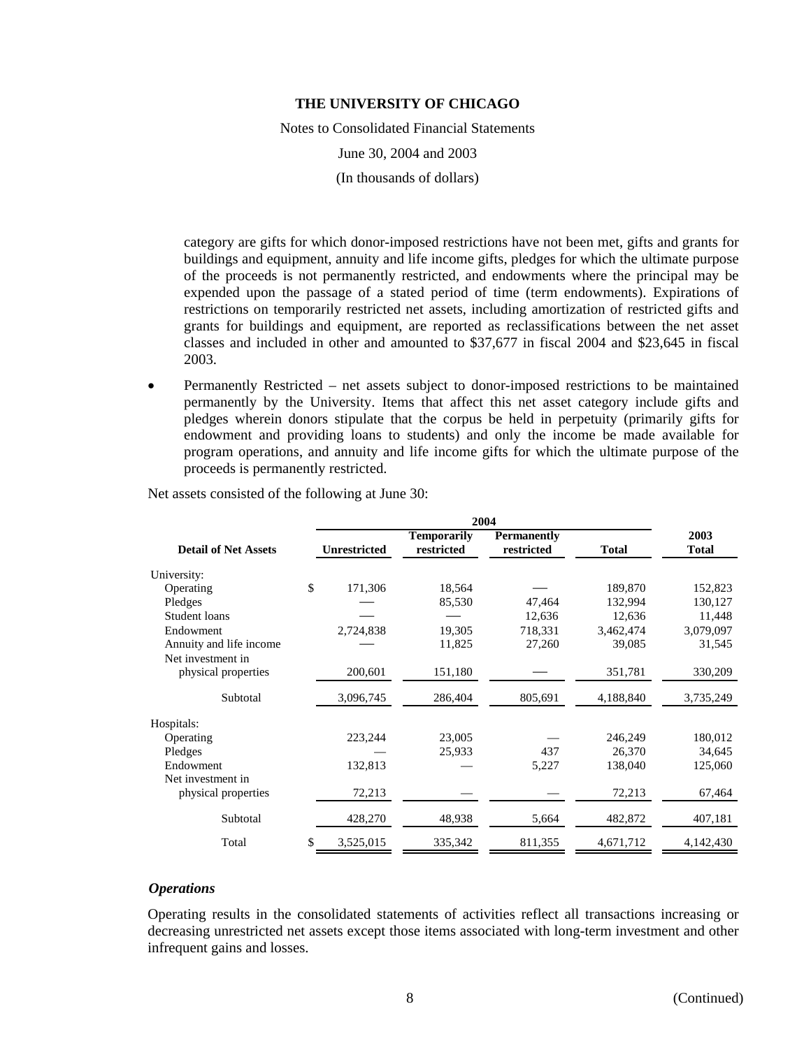category are gifts for which donor-imposed restrictions have not been met, gifts and grants for buildings and equipment, annuity and life income gifts, pledges for which the ultimate purpose of the proceeds is not permanently restricted, and endowments where the principal may be expended upon the passage of a stated period of time (term endowments). Expirations of restrictions on temporarily restricted net assets, including amortization of restricted gifts and grants for buildings and equipment, are reported as reclassifications between the net asset classes and included in other and amounted to $37,677 in fiscal 2004 and $23,645 in fiscal 2003.

- Permanently Restricted – net assets subject to donor-imposed restrictions to be maintained permanently by the University. Items that affect this net asset category include gifts and pledges wherein donors stipulate that the corpus be held in perpetuity (primarily gifts for endowment and providing loans to students) and only the income be made available for program operations, and annuity and life income gifts for which the ultimate purpose of the proceeds is permanently restricted.

Net assets consisted of the following at June 30:

| | 2004 | | | | |
|---|---|---|---|---|---|
| **Detail of Net Assets** | **Unrestricted** | **Temporarily restricted** | **Permanently restricted** | **Total** | **2003 Total** |
| University: | | | | | |
| Operating | $ 171,306 | 18,564 | — | 189,870 | 152,823 |
| Pledges | — | 85,530 | 47,464 | 132,994 | 130,127 |
| Student loans | — | — | 12,636 | 12,636 | 11,448 |
| Endowment | 2,724,838 | 19,305 | 718,331 | 3,462,474 | 3,079,097 |
| Annuity and life income | — | 11,825 | 27,260 | 39,085 | 31,545 |
| Net investment in physical properties | 200,601 | 151,180 | — | 351,781 | 330,209 |
| Subtotal | 3,096,745 | 286,404 | 805,691 | 4,188,840 | 3,735,249 |
| Hospitals: | | | | | |
| Operating | 223,244 | 23,005 | — | 246,249 | 180,012 |
| Pledges | — | 25,933 | 437 | 26,370 | 34,645 |
| Endowment | 132,813 | — | 5,227 | 138,040 | 125,060 |
| Net investment in physical properties | 72,213 | — | — | 72,213 | 67,464 |
| Subtotal | 428,270 | 48,938 | 5,664 | 482,872 | 407,181 |
| Total | $ 3,525,015 | 335,342 | 811,355 | 4,671,712 | 4,142,430 |

### *Operations*

Operating results in the consolidated statements of activities reflect all transactions increasing or decreasing unrestricted net assets except those items associated with long-term investment and other infrequent gains and losses.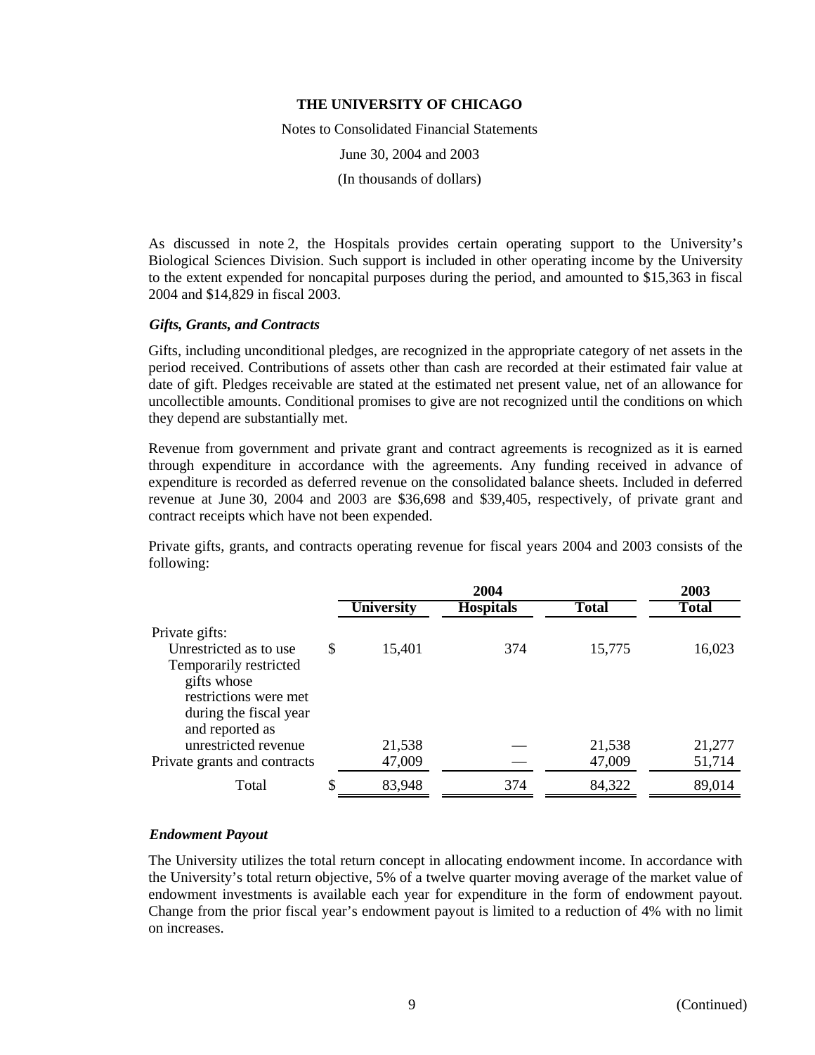As discussed in note 2, the Hospitals provides certain operating support to the University's Biological Sciences Division. Such support is included in other operating income by the University to the extent expended for noncapital purposes during the period, and amounted to $15,363 in fiscal 2004 and $14,829 in fiscal 2003.

### *Gifts, Grants, and Contracts*

Gifts, including unconditional pledges, are recognized in the appropriate category of net assets in the period received. Contributions of assets other than cash are recorded at their estimated fair value at date of gift. Pledges receivable are stated at the estimated net present value, net of an allowance for uncollectible amounts. Conditional promises to give are not recognized until the conditions on which they depend are substantially met.

Revenue from government and private grant and contract agreements is recognized as it is earned through expenditure in accordance with the agreements. Any funding received in advance of expenditure is recorded as deferred revenue on the consolidated balance sheets. Included in deferred revenue at June 30, 2004 and 2003 are $36,698 and $39,405, respectively, of private grant and contract receipts which have not been expended.

Private gifts, grants, and contracts operating revenue for fiscal years 2004 and 2003 consists of the following:

| | 2004 | | | 2003 |
|---|---|---|---|---|
| | University | Hospitals | Total | Total |
| Private gifts: | | | | |
| Unrestricted as to use | $ 15,401 | 374 | 15,775 | 16,023 |
| Temporarily restricted gifts whose restrictions were met during the fiscal year and reported as unrestricted revenue | 21,538 | — | 21,538 | 21,277 |
| Private grants and contracts | 47,009 | — | 47,009 | 51,714 |
| Total | $ 83,948 | 374 | 84,322 | 89,014 |

### *Endowment Payout*

The University utilizes the total return concept in allocating endowment income. In accordance with the University's total return objective, 5% of a twelve quarter moving average of the market value of endowment investments is available each year for expenditure in the form of endowment payout. Change from the prior fiscal year's endowment payout is limited to a reduction of 4% with no limit on increases.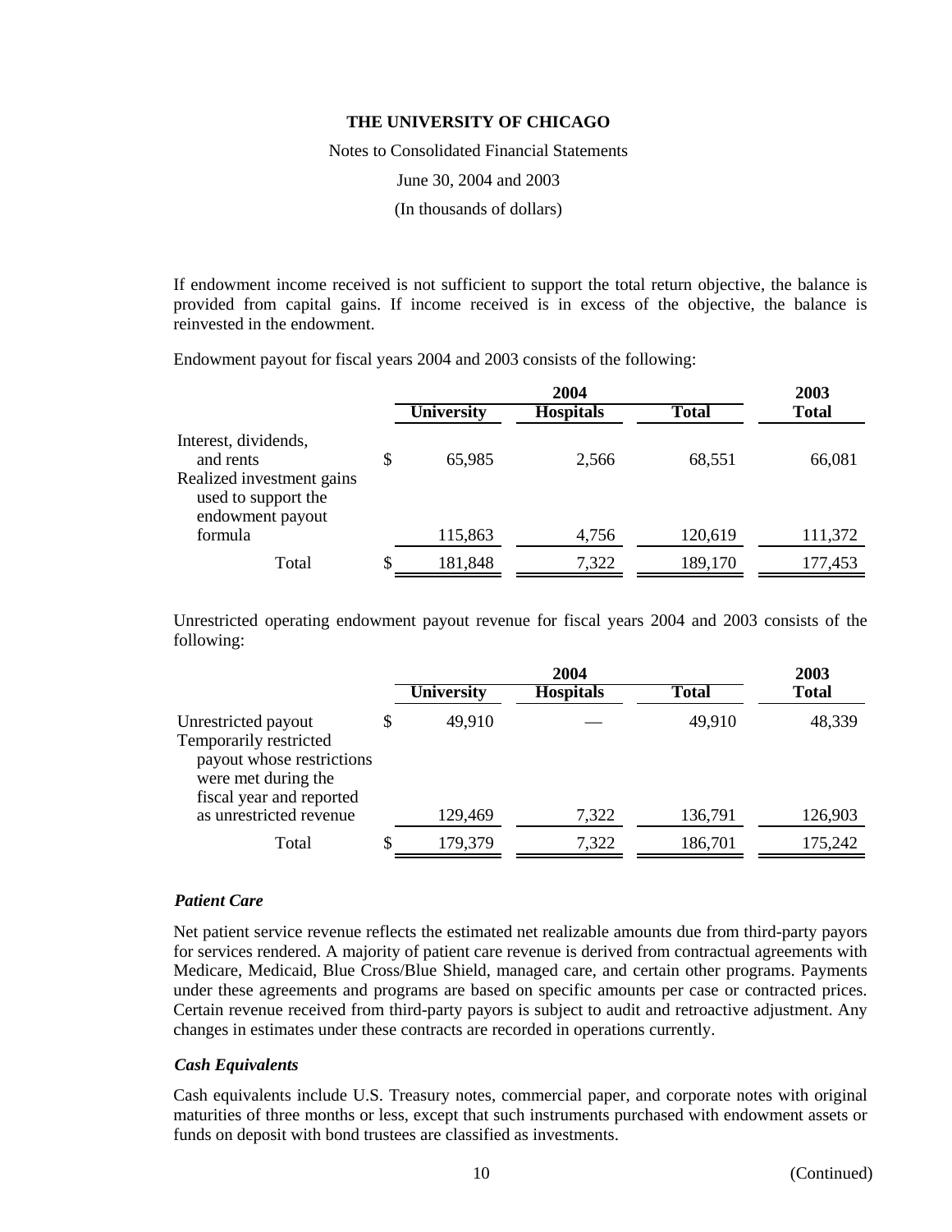If endowment income received is not sufficient to support the total return objective, the balance is provided from capital gains. If income received is in excess of the objective, the balance is reinvested in the endowment.

Endowment payout for fiscal years 2004 and 2003 consists of the following:

| | | 2004 | | 2003 |
|---|---|---|---|---|
| | University | Hospitals | Total | Total |
| Interest, dividends, and rents | $ 65,985 | 2,566 | 68,551 | 66,081 |
| Realized investment gains used to support the endowment payout formula | 115,863 | 4,756 | 120,619 | 111,372 |
| Total | $ 181,848 | 7,322 | 189,170 | 177,453 |

Unrestricted operating endowment payout revenue for fiscal years 2004 and 2003 consists of the following:

| | | 2004 | | 2003 |
|---|---|---|---|---|
| | University | Hospitals | Total | Total |
| Unrestricted payout | $ 49,910 | — | 49,910 | 48,339 |
| Temporarily restricted payout whose restrictions were met during the fiscal year and reported as unrestricted revenue | 129,469 | 7,322 | 136,791 | 126,903 |
| Total | $ 179,379 | 7,322 | 186,701 | 175,242 |

### *Patient Care*

Net patient service revenue reflects the estimated net realizable amounts due from third-party payors for services rendered. A majority of patient care revenue is derived from contractual agreements with Medicare, Medicaid, Blue Cross/Blue Shield, managed care, and certain other programs. Payments under these agreements and programs are based on specific amounts per case or contracted prices. Certain revenue received from third-party payors is subject to audit and retroactive adjustment. Any changes in estimates under these contracts are recorded in operations currently.

### *Cash Equivalents*

Cash equivalents include U.S. Treasury notes, commercial paper, and corporate notes with original maturities of three months or less, except that such instruments purchased with endowment assets or funds on deposit with bond trustees are classified as investments.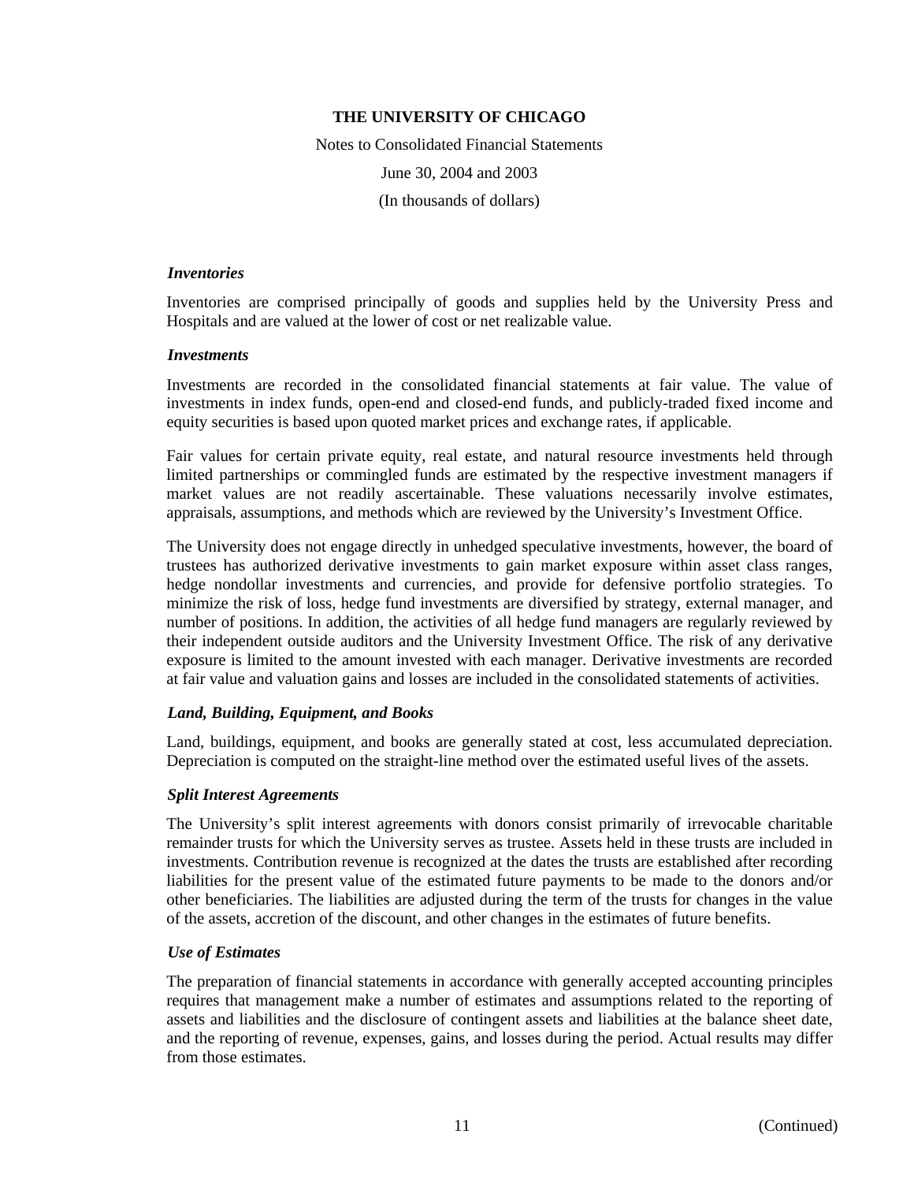### *Inventories*

Inventories are comprised principally of goods and supplies held by the University Press and Hospitals and are valued at the lower of cost or net realizable value.

### *Investments*

Investments are recorded in the consolidated financial statements at fair value. The value of investments in index funds, open-end and closed-end funds, and publicly-traded fixed income and equity securities is based upon quoted market prices and exchange rates, if applicable.

Fair values for certain private equity, real estate, and natural resource investments held through limited partnerships or commingled funds are estimated by the respective investment managers if market values are not readily ascertainable. These valuations necessarily involve estimates, appraisals, assumptions, and methods which are reviewed by the University's Investment Office.

The University does not engage directly in unhedged speculative investments, however, the board of trustees has authorized derivative investments to gain market exposure within asset class ranges, hedge nondollar investments and currencies, and provide for defensive portfolio strategies. To minimize the risk of loss, hedge fund investments are diversified by strategy, external manager, and number of positions. In addition, the activities of all hedge fund managers are regularly reviewed by their independent outside auditors and the University Investment Office. The risk of any derivative exposure is limited to the amount invested with each manager. Derivative investments are recorded at fair value and valuation gains and losses are included in the consolidated statements of activities.

### *Land, Building, Equipment, and Books*

Land, buildings, equipment, and books are generally stated at cost, less accumulated depreciation. Depreciation is computed on the straight-line method over the estimated useful lives of the assets.

### *Split Interest Agreements*

The University's split interest agreements with donors consist primarily of irrevocable charitable remainder trusts for which the University serves as trustee. Assets held in these trusts are included in investments. Contribution revenue is recognized at the dates the trusts are established after recording liabilities for the present value of the estimated future payments to be made to the donors and/or other beneficiaries. The liabilities are adjusted during the term of the trusts for changes in the value of the assets, accretion of the discount, and other changes in the estimates of future benefits.

### *Use of Estimates*

The preparation of financial statements in accordance with generally accepted accounting principles requires that management make a number of estimates and assumptions related to the reporting of assets and liabilities and the disclosure of contingent assets and liabilities at the balance sheet date, and the reporting of revenue, expenses, gains, and losses during the period. Actual results may differ from those estimates.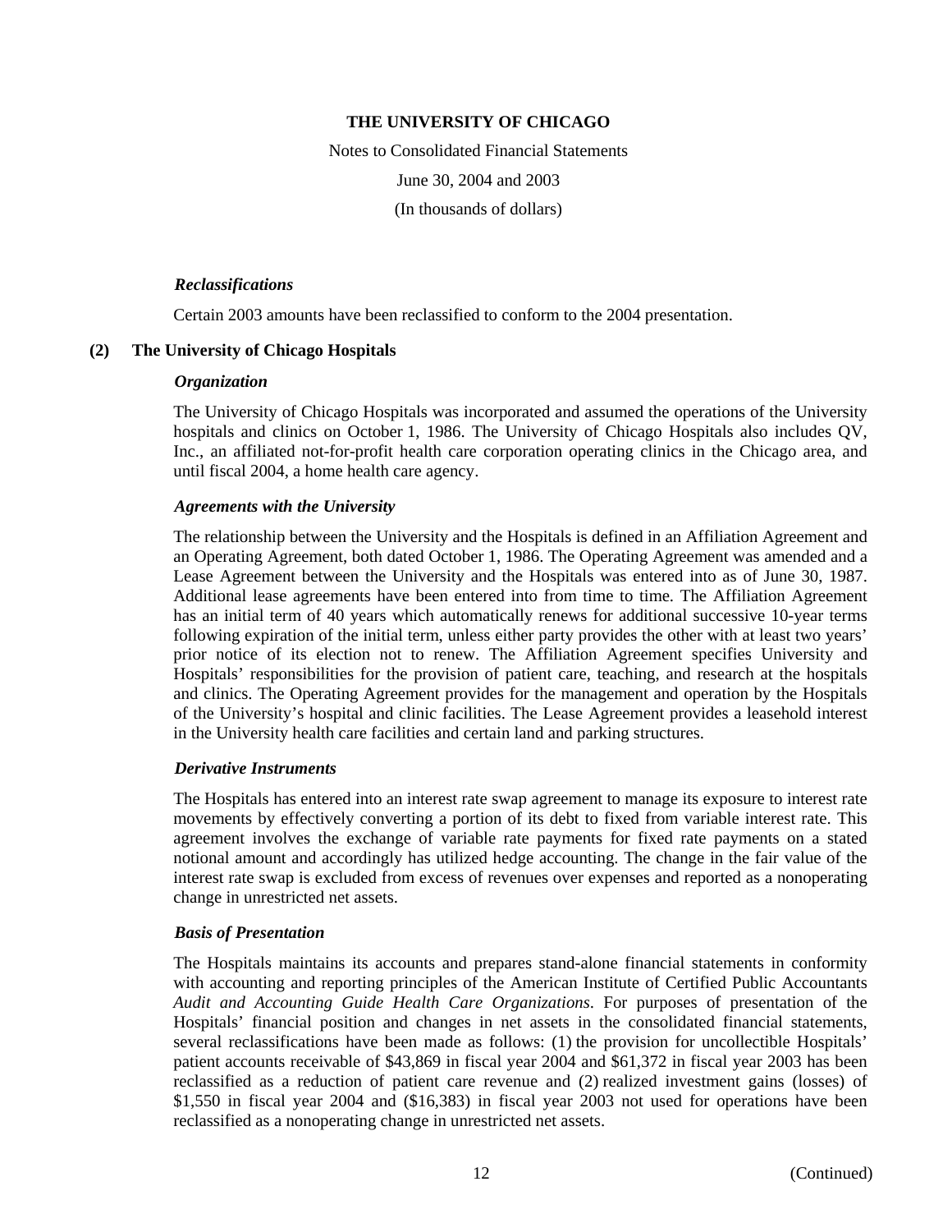*Reclassifications*

Certain 2003 amounts have been reclassified to conform to the 2004 presentation.

## (2) The University of Chicago Hospitals

*Organization*

The University of Chicago Hospitals was incorporated and assumed the operations of the University hospitals and clinics on October 1, 1986. The University of Chicago Hospitals also includes QV, Inc., an affiliated not-for-profit health care corporation operating clinics in the Chicago area, and until fiscal 2004, a home health care agency.

*Agreements with the University*

The relationship between the University and the Hospitals is defined in an Affiliation Agreement and an Operating Agreement, both dated October 1, 1986. The Operating Agreement was amended and a Lease Agreement between the University and the Hospitals was entered into as of June 30, 1987. Additional lease agreements have been entered into from time to time. The Affiliation Agreement has an initial term of 40 years which automatically renews for additional successive 10-year terms following expiration of the initial term, unless either party provides the other with at least two years' prior notice of its election not to renew. The Affiliation Agreement specifies University and Hospitals' responsibilities for the provision of patient care, teaching, and research at the hospitals and clinics. The Operating Agreement provides for the management and operation by the Hospitals of the University's hospital and clinic facilities. The Lease Agreement provides a leasehold interest in the University health care facilities and certain land and parking structures.

*Derivative Instruments*

The Hospitals has entered into an interest rate swap agreement to manage its exposure to interest rate movements by effectively converting a portion of its debt to fixed from variable interest rate. This agreement involves the exchange of variable rate payments for fixed rate payments on a stated notional amount and accordingly has utilized hedge accounting. The change in the fair value of the interest rate swap is excluded from excess of revenues over expenses and reported as a nonoperating change in unrestricted net assets.

*Basis of Presentation*

The Hospitals maintains its accounts and prepares stand-alone financial statements in conformity with accounting and reporting principles of the American Institute of Certified Public Accountants *Audit and Accounting Guide Health Care Organizations*. For purposes of presentation of the Hospitals' financial position and changes in net assets in the consolidated financial statements, several reclassifications have been made as follows: (1) the provision for uncollectible Hospitals' patient accounts receivable of $43,869 in fiscal year 2004 and $61,372 in fiscal year 2003 has been reclassified as a reduction of patient care revenue and (2) realized investment gains (losses) of $1,550 in fiscal year 2004 and ($16,383) in fiscal year 2003 not used for operations have been reclassified as a nonoperating change in unrestricted net assets.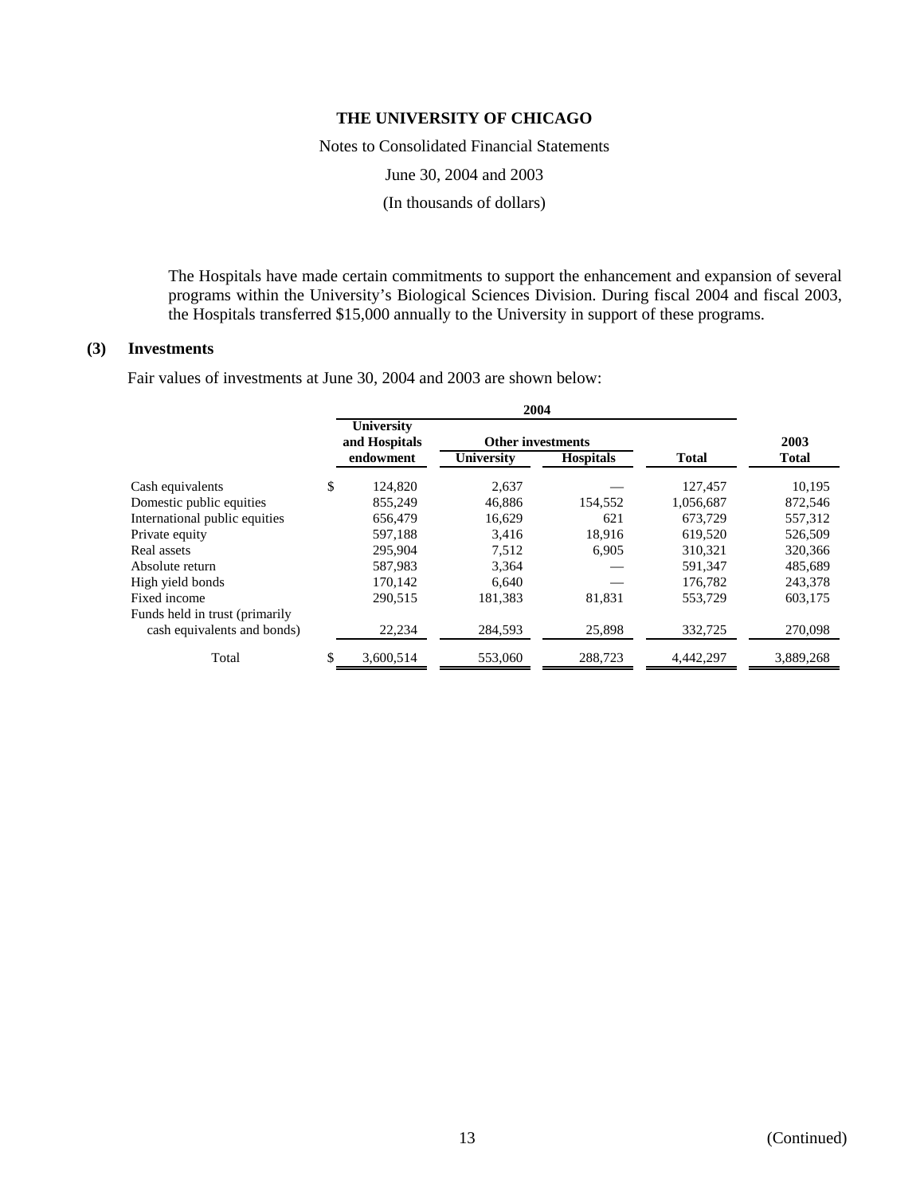The Hospitals have made certain commitments to support the enhancement and expansion of several programs within the University's Biological Sciences Division. During fiscal 2004 and fiscal 2003, the Hospitals transferred $15,000 annually to the University in support of these programs.

## (3) Investments

Fair values of investments at June 30, 2004 and 2003 are shown below:

| | 2004 | | | | |
|---|---|---|---|---|---|
| | University and Hospitals | Other investments | | | 2003 |
| | endowment | University | Hospitals | Total | Total |
| Cash equivalents | $ 124,820 | 2,637 | — | 127,457 | 10,195 |
| Domestic public equities | 855,249 | 46,886 | 154,552 | 1,056,687 | 872,546 |
| International public equities | 656,479 | 16,629 | 621 | 673,729 | 557,312 |
| Private equity | 597,188 | 3,416 | 18,916 | 619,520 | 526,509 |
| Real assets | 295,904 | 7,512 | 6,905 | 310,321 | 320,366 |
| Absolute return | 587,983 | 3,364 | — | 591,347 | 485,689 |
| High yield bonds | 170,142 | 6,640 | — | 176,782 | 243,378 |
| Fixed income | 290,515 | 181,383 | 81,831 | 553,729 | 603,175 |
| Funds held in trust (primarily cash equivalents and bonds) | 22,234 | 284,593 | 25,898 | 332,725 | 270,098 |
| Total | $ 3,600,514 | 553,060 | 288,723 | 4,442,297 | 3,889,268 |

(Continued)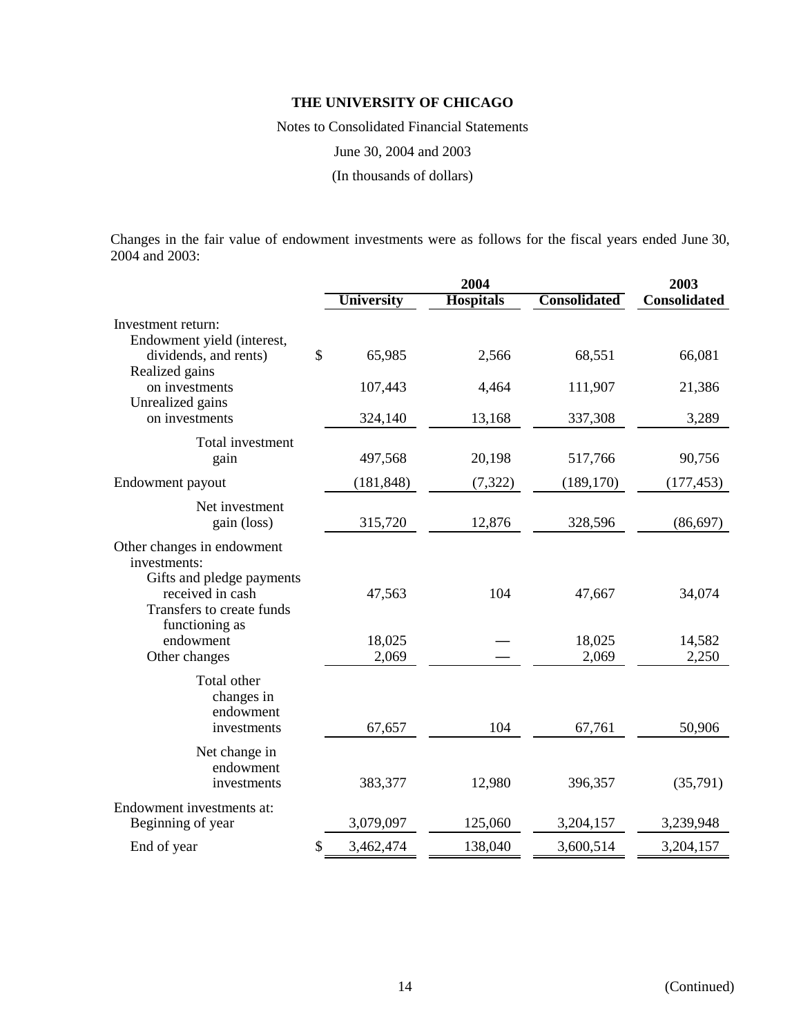**THE UNIVERSITY OF CHICAGO**

Notes to Consolidated Financial Statements

June 30, 2004 and 2003

(In thousands of dollars)

Changes in the fair value of endowment investments were as follows for the fiscal years ended June 30, 2004 and 2003:

| | 2004 | | | 2003 |
|---|---|---|---|---|
| | **University** | **Hospitals** | **Consolidated** | **Consolidated** |
| Investment return: | | | | |
| Endowment yield (interest, dividends, and rents) | $ 65,985 | 2,566 | 68,551 | 66,081 |
| Realized gains on investments | 107,443 | 4,464 | 111,907 | 21,386 |
| Unrealized gains on investments | 324,140 | 13,168 | 337,308 | 3,289 |
| Total investment gain | 497,568 | 20,198 | 517,766 | 90,756 |
| Endowment payout | (181,848) | (7,322) | (189,170) | (177,453) |
| Net investment gain (loss) | 315,720 | 12,876 | 328,596 | (86,697) |
| Other changes in endowment investments: | | | | |
| Gifts and pledge payments received in cash | 47,563 | 104 | 47,667 | 34,074 |
| Transfers to create funds functioning as endowment | 18,025 | — | 18,025 | 14,582 |
| Other changes | 2,069 | — | 2,069 | 2,250 |
| Total other changes in endowment investments | 67,657 | 104 | 67,761 | 50,906 |
| Net change in endowment investments | 383,377 | 12,980 | 396,357 | (35,791) |
| Endowment investments at: | | | | |
| Beginning of year | 3,079,097 | 125,060 | 3,204,157 | 3,239,948 |
| End of year | $ 3,462,474 | 138,040 | 3,600,514 | 3,204,157 |

(Continued)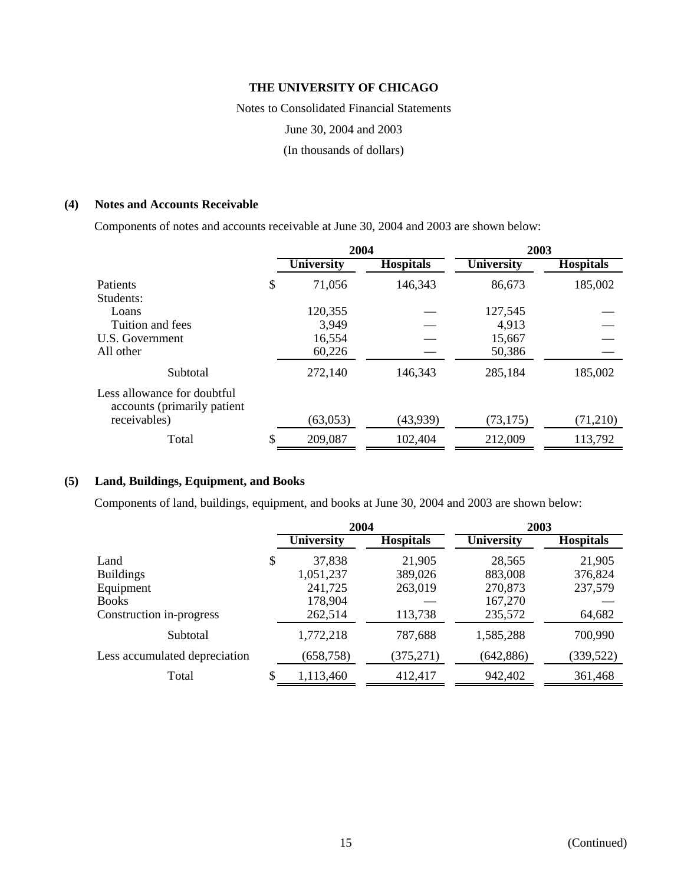**THE UNIVERSITY OF CHICAGO**

Notes to Consolidated Financial Statements

June 30, 2004 and 2003

(In thousands of dollars)

## (4) Notes and Accounts Receivable

Components of notes and accounts receivable at June 30, 2004 and 2003 are shown below:

| | 2004 | | 2003 | |
|---|---|---|---|---|
| | **University** | **Hospitals** | **University** | **Hospitals** |
| Patients | $ 71,056 | 146,343 | 86,673 | 185,002 |
| Students: | | | | |
| Loans | 120,355 | — | 127,545 | — |
| Tuition and fees | 3,949 | — | 4,913 | — |
| U.S. Government | 16,554 | — | 15,667 | — |
| All other | 60,226 | — | 50,386 | — |
| Subtotal | 272,140 | 146,343 | 285,184 | 185,002 |
| Less allowance for doubtful accounts (primarily patient receivables) | (63,053) | (43,939) | (73,175) | (71,210) |
| Total | $ 209,087 | 102,404 | 212,009 | 113,792 |

## (5) Land, Buildings, Equipment, and Books

Components of land, buildings, equipment, and books at June 30, 2004 and 2003 are shown below:

| | 2004 | | 2003 | |
|---|---|---|---|---|
| | **University** | **Hospitals** | **University** | **Hospitals** |
| Land | $ 37,838 | 21,905 | 28,565 | 21,905 |
| Buildings | 1,051,237 | 389,026 | 883,008 | 376,824 |
| Equipment | 241,725 | 263,019 | 270,873 | 237,579 |
| Books | 178,904 | — | 167,270 | — |
| Construction in-progress | 262,514 | 113,738 | 235,572 | 64,682 |
| Subtotal | 1,772,218 | 787,688 | 1,585,288 | 700,990 |
| Less accumulated depreciation | (658,758) | (375,271) | (642,886) | (339,522) |
| Total | $ 1,113,460 | 412,417 | 942,402 | 361,468 |

(Continued)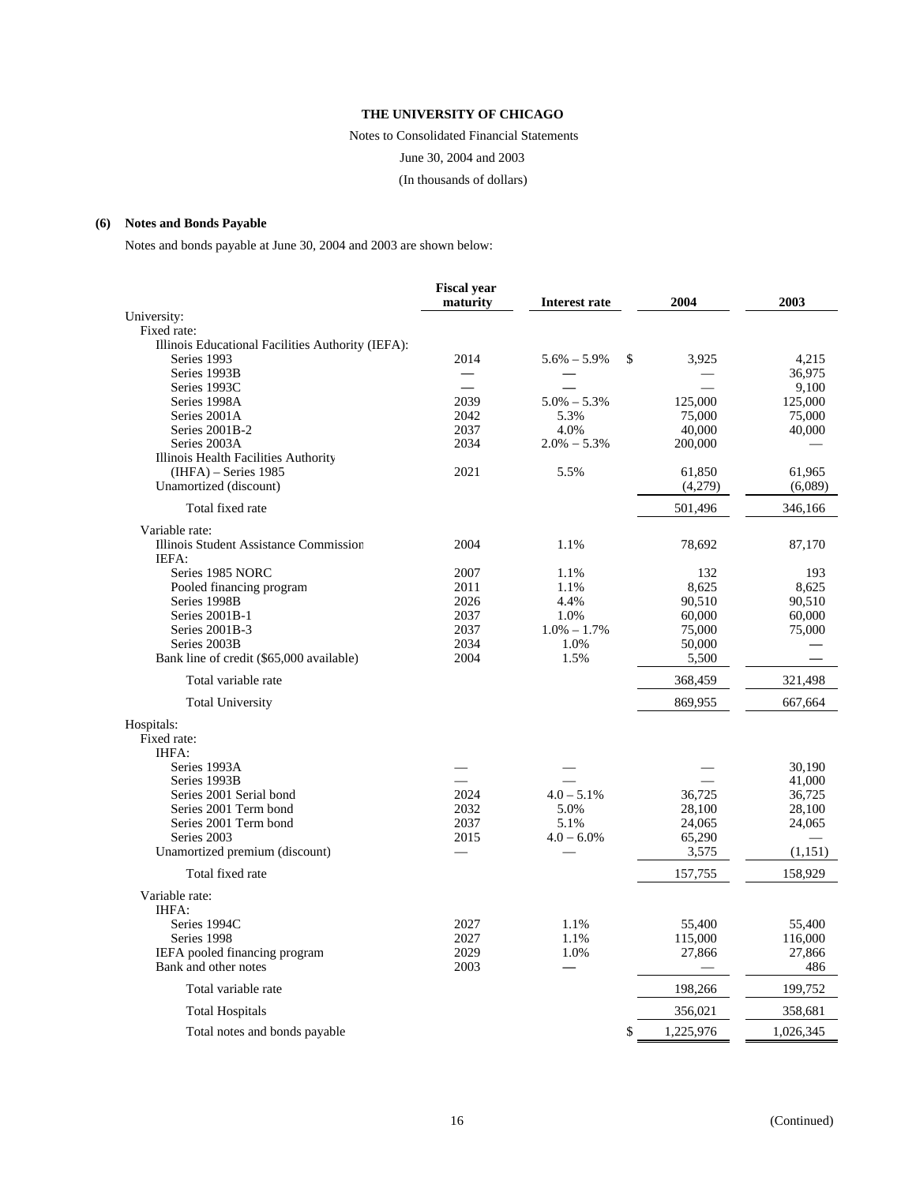**THE UNIVERSITY OF CHICAGO**

Notes to Consolidated Financial Statements

June 30, 2004 and 2003

(In thousands of dollars)

## (6) Notes and Bonds Payable

Notes and bonds payable at June 30, 2004 and 2003 are shown below:

| | Fiscal year maturity | Interest rate | 2004 | 2003 |
|---|---|---|---|---|
| University: | | | | |
| Fixed rate: | | | | |
| Illinois Educational Facilities Authority (IEFA): | | | | |
| Series 1993 | 2014 | 5.6% – 5.9% | $ 3,925 | 4,215 |
| Series 1993B | — | — | — | 36,975 |
| Series 1993C | — | — | — | 9,100 |
| Series 1998A | 2039 | 5.0% – 5.3% | 125,000 | 125,000 |
| Series 2001A | 2042 | 5.3% | 75,000 | 75,000 |
| Series 2001B-2 | 2037 | 4.0% | 40,000 | 40,000 |
| Series 2003A | 2034 | 2.0% – 5.3% | 200,000 | — |
| Illinois Health Facilities Authority (IHFA) – Series 1985 | 2021 | 5.5% | 61,850 | 61,965 |
| Unamortized (discount) | | | (4,279) | (6,089) |
| Total fixed rate | | | 501,496 | 346,166 |
| Variable rate: | | | | |
| Illinois Student Assistance Commission | 2004 | 1.1% | 78,692 | 87,170 |
| IEFA: | | | | |
| Series 1985 NORC | 2007 | 1.1% | 132 | 193 |
| Pooled financing program | 2011 | 1.1% | 8,625 | 8,625 |
| Series 1998B | 2026 | 4.4% | 90,510 | 90,510 |
| Series 2001B-1 | 2037 | 1.0% | 60,000 | 60,000 |
| Series 2001B-3 | 2037 | 1.0% – 1.7% | 75,000 | 75,000 |
| Series 2003B | 2034 | 1.0% | 50,000 | — |
| Bank line of credit ($65,000 available) | 2004 | 1.5% | 5,500 | — |
| Total variable rate | | | 368,459 | 321,498 |
| Total University | | | 869,955 | 667,664 |
| Hospitals: | | | | |
| Fixed rate: | | | | |
| IHFA: | | | | |
| Series 1993A | — | — | — | 30,190 |
| Series 1993B | — | — | — | 41,000 |
| Series 2001 Serial bond | 2024 | 4.0 – 5.1% | 36,725 | 36,725 |
| Series 2001 Term bond | 2032 | 5.0% | 28,100 | 28,100 |
| Series 2001 Term bond | 2037 | 5.1% | 24,065 | 24,065 |
| Series 2003 | 2015 | 4.0 – 6.0% | 65,290 | — |
| Unamortized premium (discount) | — | — | 3,575 | (1,151) |
| Total fixed rate | | | 157,755 | 158,929 |
| Variable rate: | | | | |
| IHFA: | | | | |
| Series 1994C | 2027 | 1.1% | 55,400 | 55,400 |
| Series 1998 | 2027 | 1.1% | 115,000 | 116,000 |
| IEFA pooled financing program | 2029 | 1.0% | 27,866 | 27,866 |
| Bank and other notes | 2003 | — | — | 486 |
| Total variable rate | | | 198,266 | 199,752 |
| Total Hospitals | | | 356,021 | 358,681 |
| Total notes and bonds payable | | | $ 1,225,976 | 1,026,345 |

(Continued)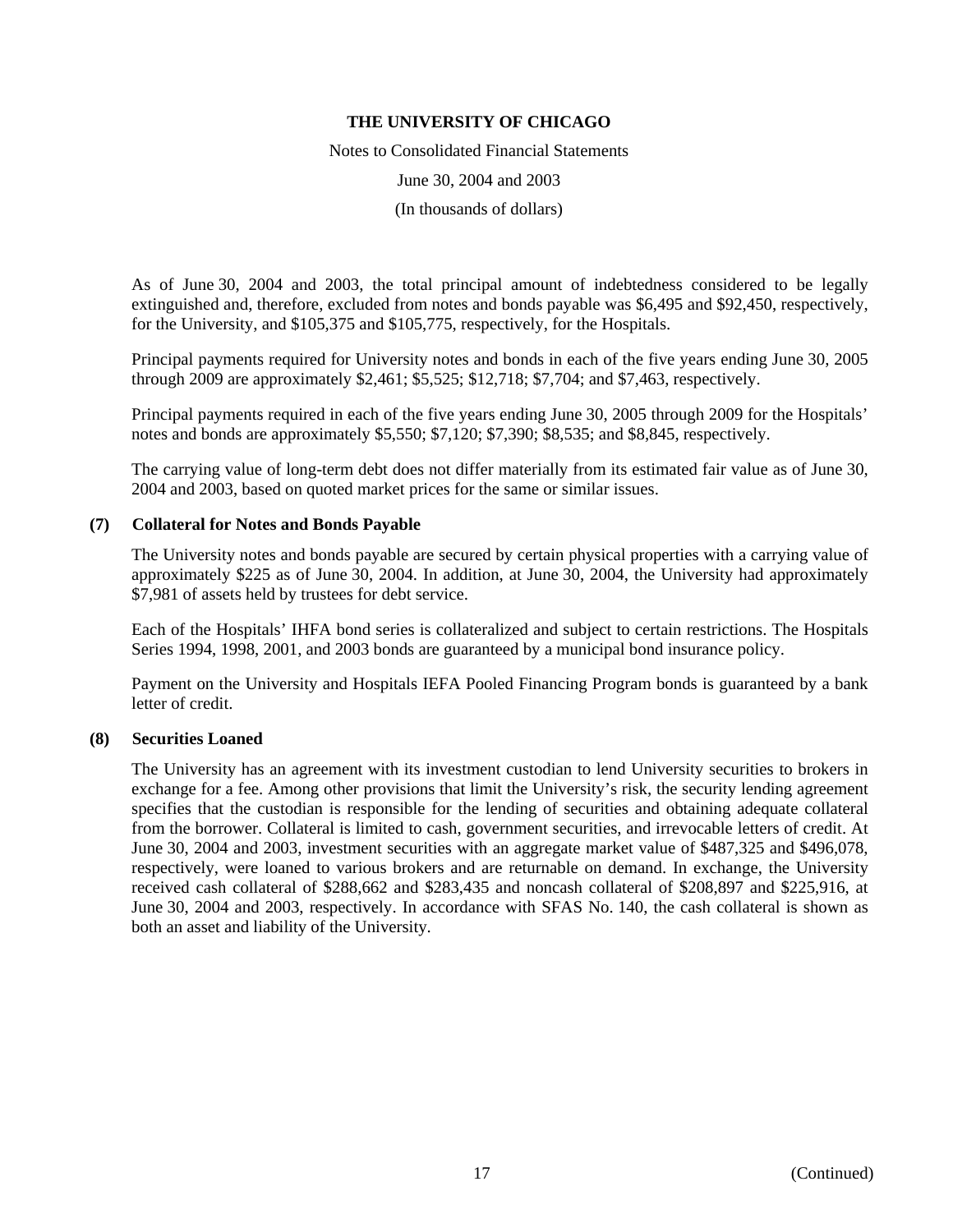As of June 30, 2004 and 2003, the total principal amount of indebtedness considered to be legally extinguished and, therefore, excluded from notes and bonds payable was $6,495 and $92,450, respectively, for the University, and $105,375 and $105,775, respectively, for the Hospitals.

Principal payments required for University notes and bonds in each of the five years ending June 30, 2005 through 2009 are approximately $2,461; $5,525; $12,718; $7,704; and $7,463, respectively.

Principal payments required in each of the five years ending June 30, 2005 through 2009 for the Hospitals' notes and bonds are approximately $5,550; $7,120; $7,390; $8,535; and $8,845, respectively.

The carrying value of long-term debt does not differ materially from its estimated fair value as of June 30, 2004 and 2003, based on quoted market prices for the same or similar issues.

## (7) Collateral for Notes and Bonds Payable

The University notes and bonds payable are secured by certain physical properties with a carrying value of approximately $225 as of June 30, 2004. In addition, at June 30, 2004, the University had approximately $7,981 of assets held by trustees for debt service.

Each of the Hospitals' IHFA bond series is collateralized and subject to certain restrictions. The Hospitals Series 1994, 1998, 2001, and 2003 bonds are guaranteed by a municipal bond insurance policy.

Payment on the University and Hospitals IEFA Pooled Financing Program bonds is guaranteed by a bank letter of credit.

## (8) Securities Loaned

The University has an agreement with its investment custodian to lend University securities to brokers in exchange for a fee. Among other provisions that limit the University's risk, the security lending agreement specifies that the custodian is responsible for the lending of securities and obtaining adequate collateral from the borrower. Collateral is limited to cash, government securities, and irrevocable letters of credit. At June 30, 2004 and 2003, investment securities with an aggregate market value of $487,325 and $496,078, respectively, were loaned to various brokers and are returnable on demand. In exchange, the University received cash collateral of $288,662 and $283,435 and noncash collateral of $208,897 and $225,916, at June 30, 2004 and 2003, respectively. In accordance with SFAS No. 140, the cash collateral is shown as both an asset and liability of the University.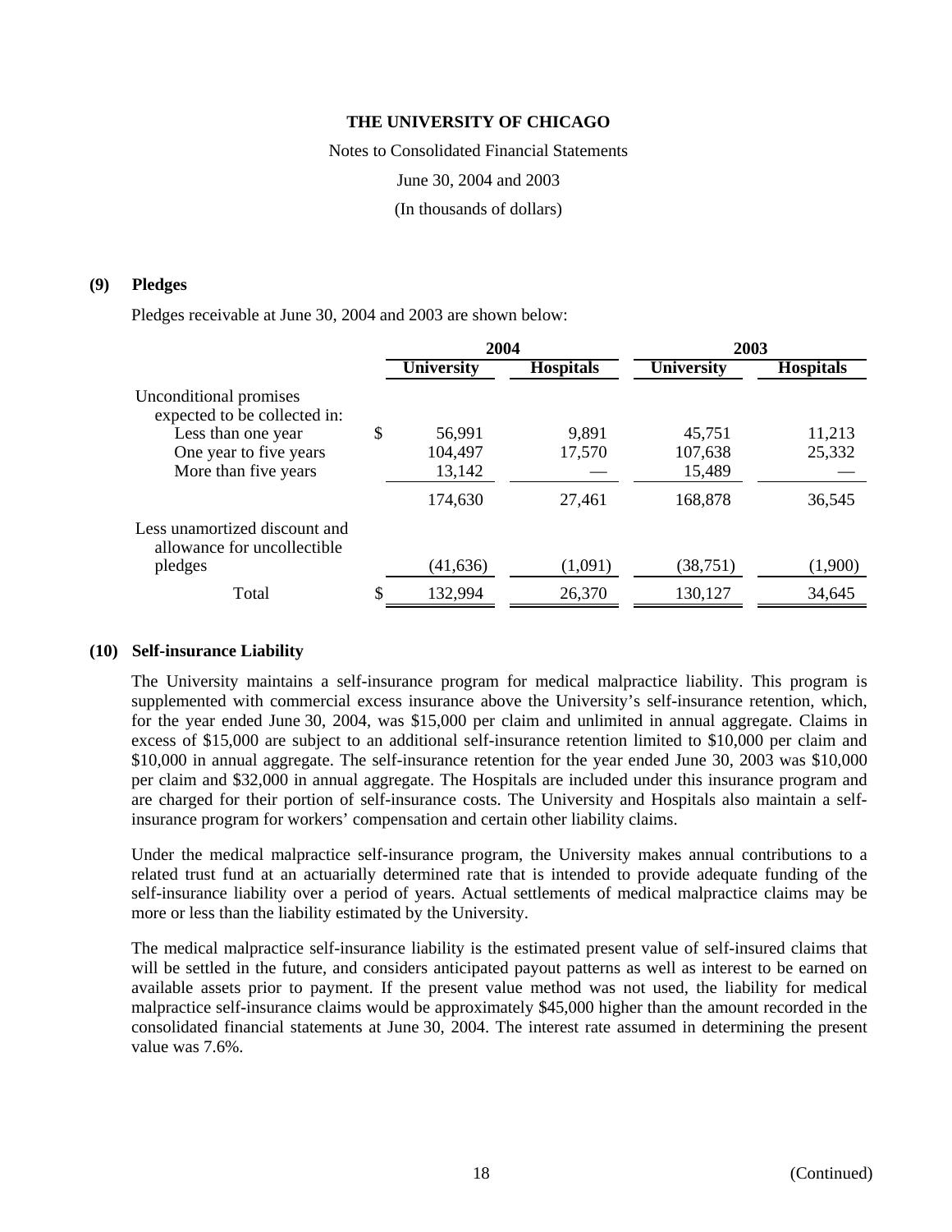# THE UNIVERSITY OF CHICAGO

Notes to Consolidated Financial Statements

June 30, 2004 and 2003

(In thousands of dollars)

## (9) Pledges

Pledges receivable at June 30, 2004 and 2003 are shown below:

| | 2004 | | 2003 | |
|---|---|---|---|---|
| | University | Hospitals | University | Hospitals |
| Unconditional promises expected to be collected in: | | | | |
| Less than one year | $ 56,991 | 9,891 | 45,751 | 11,213 |
| One year to five years | 104,497 | 17,570 | 107,638 | 25,332 |
| More than five years | 13,142 | — | 15,489 | — |
| | 174,630 | 27,461 | 168,878 | 36,545 |
| Less unamortized discount and allowance for uncollectible pledges | (41,636) | (1,091) | (38,751) | (1,900) |
| Total | $ 132,994 | 26,370 | 130,127 | 34,645 |

## (10) Self-insurance Liability

The University maintains a self-insurance program for medical malpractice liability. This program is supplemented with commercial excess insurance above the University's self-insurance retention, which, for the year ended June 30, 2004, was $15,000 per claim and unlimited in annual aggregate. Claims in excess of $15,000 are subject to an additional self-insurance retention limited to $10,000 per claim and $10,000 in annual aggregate. The self-insurance retention for the year ended June 30, 2003 was $10,000 per claim and $32,000 in annual aggregate. The Hospitals are included under this insurance program and are charged for their portion of self-insurance costs. The University and Hospitals also maintain a self-insurance program for workers' compensation and certain other liability claims.

Under the medical malpractice self-insurance program, the University makes annual contributions to a related trust fund at an actuarially determined rate that is intended to provide adequate funding of the self-insurance liability over a period of years. Actual settlements of medical malpractice claims may be more or less than the liability estimated by the University.

The medical malpractice self-insurance liability is the estimated present value of self-insured claims that will be settled in the future, and considers anticipated payout patterns as well as interest to be earned on available assets prior to payment. If the present value method was not used, the liability for medical malpractice self-insurance claims would be approximately $45,000 higher than the amount recorded in the consolidated financial statements at June 30, 2004. The interest rate assumed in determining the present value was 7.6%.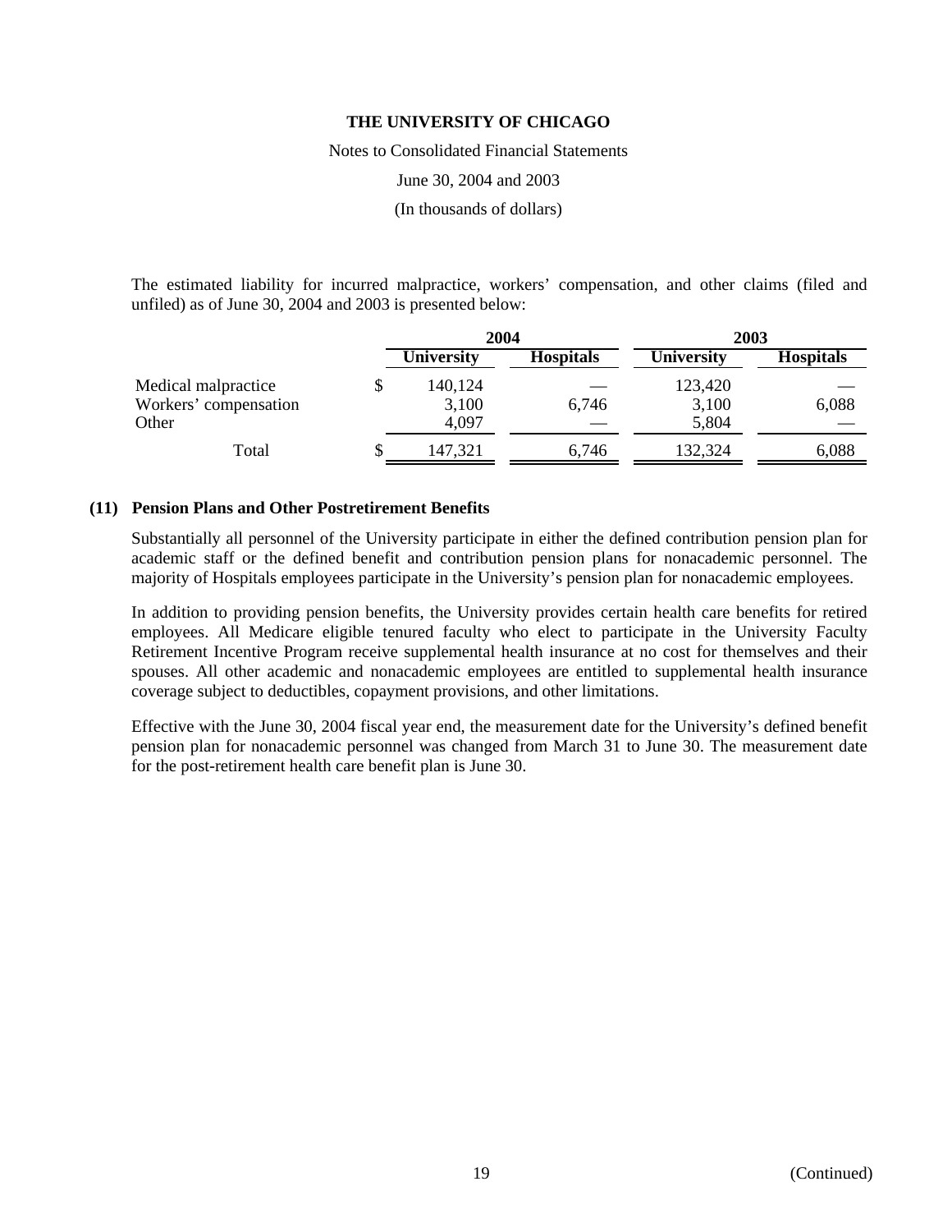The estimated liability for incurred malpractice, workers' compensation, and other claims (filed and unfiled) as of June 30, 2004 and 2003 is presented below:

| | 2004 | | 2003 | |
|---|---|---|---|---|
| | University | Hospitals | University | Hospitals |
| Medical malpractice | $ 140,124 | — | 123,420 | — |
| Workers' compensation | 3,100 | 6,746 | 3,100 | 6,088 |
| Other | 4,097 | — | 5,804 | — |
| Total | $ 147,321 | 6,746 | 132,324 | 6,088 |

## (11) Pension Plans and Other Postretirement Benefits

Substantially all personnel of the University participate in either the defined contribution pension plan for academic staff or the defined benefit and contribution pension plans for nonacademic personnel. The majority of Hospitals employees participate in the University's pension plan for nonacademic employees.

In addition to providing pension benefits, the University provides certain health care benefits for retired employees. All Medicare eligible tenured faculty who elect to participate in the University Faculty Retirement Incentive Program receive supplemental health insurance at no cost for themselves and their spouses. All other academic and nonacademic employees are entitled to supplemental health insurance coverage subject to deductibles, copayment provisions, and other limitations.

Effective with the June 30, 2004 fiscal year end, the measurement date for the University's defined benefit pension plan for nonacademic personnel was changed from March 31 to June 30. The measurement date for the post-retirement health care benefit plan is June 30.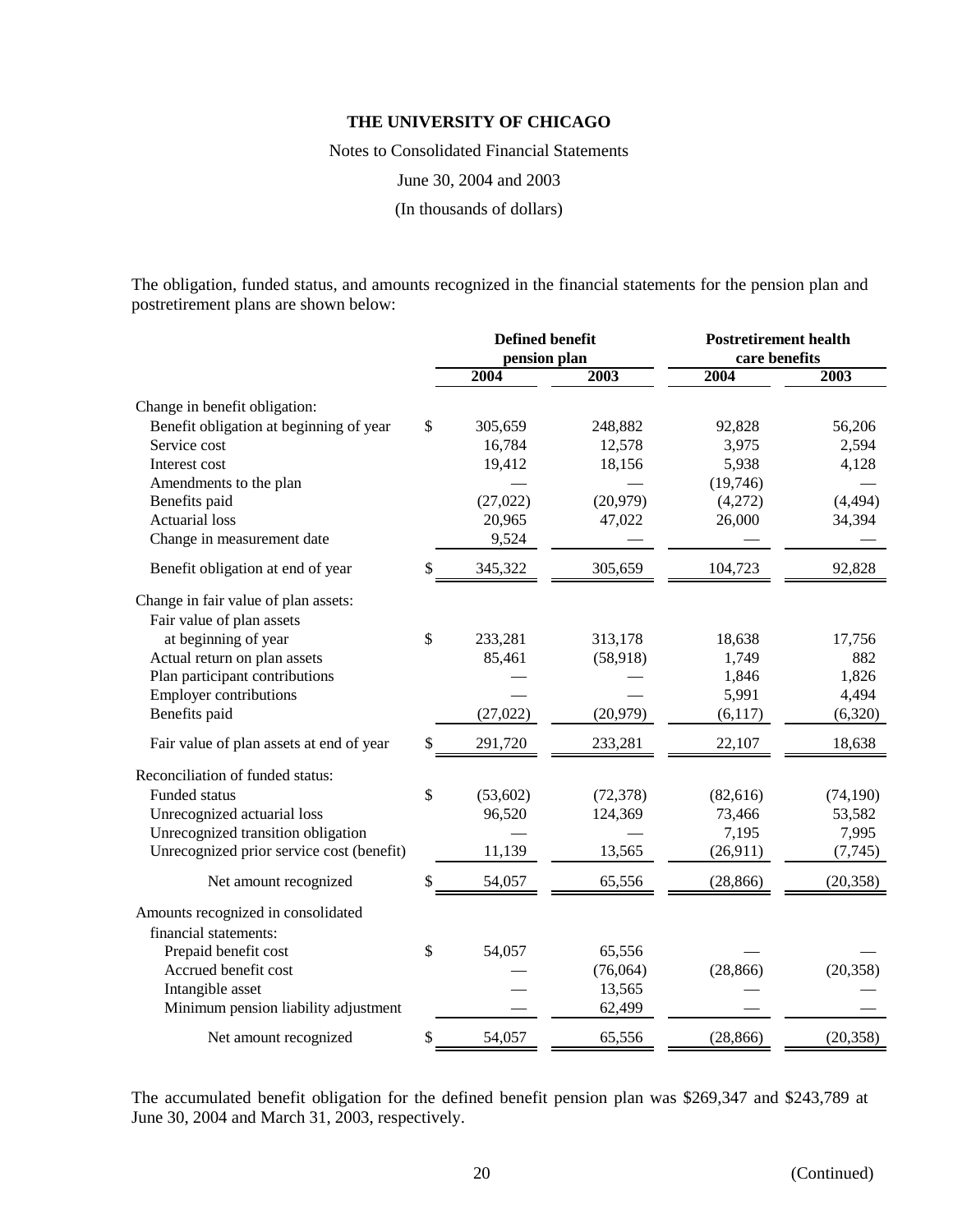**THE UNIVERSITY OF CHICAGO**

Notes to Consolidated Financial Statements

June 30, 2004 and 2003

(In thousands of dollars)

The obligation, funded status, and amounts recognized in the financial statements for the pension plan and postretirement plans are shown below:

| | Defined benefit pension plan | | Postretirement health care benefits | |
|---|---|---|---|---|
| | 2004 | 2003 | 2004 | 2003 |
| Change in benefit obligation: | | | | |
| Benefit obligation at beginning of year | $ 305,659 | 248,882 | 92,828 | 56,206 |
| Service cost | 16,784 | 12,578 | 3,975 | 2,594 |
| Interest cost | 19,412 | 18,156 | 5,938 | 4,128 |
| Amendments to the plan | — | — | (19,746) | — |
| Benefits paid | (27,022) | (20,979) | (4,272) | (4,494) |
| Actuarial loss | 20,965 | 47,022 | 26,000 | 34,394 |
| Change in measurement date | 9,524 | — | — | — |
| Benefit obligation at end of year | $ 345,322 | 305,659 | 104,723 | 92,828 |
| Change in fair value of plan assets: | | | | |
| Fair value of plan assets at beginning of year | $ 233,281 | 313,178 | 18,638 | 17,756 |
| Actual return on plan assets | 85,461 | (58,918) | 1,749 | 882 |
| Plan participant contributions | — | — | 1,846 | 1,826 |
| Employer contributions | — | — | 5,991 | 4,494 |
| Benefits paid | (27,022) | (20,979) | (6,117) | (6,320) |
| Fair value of plan assets at end of year | $ 291,720 | 233,281 | 22,107 | 18,638 |
| Reconciliation of funded status: | | | | |
| Funded status | $ (53,602) | (72,378) | (82,616) | (74,190) |
| Unrecognized actuarial loss | 96,520 | 124,369 | 73,466 | 53,582 |
| Unrecognized transition obligation | — | — | 7,195 | 7,995 |
| Unrecognized prior service cost (benefit) | 11,139 | 13,565 | (26,911) | (7,745) |
| Net amount recognized | $ 54,057 | 65,556 | (28,866) | (20,358) |
| Amounts recognized in consolidated financial statements: | | | | |
| Prepaid benefit cost | $ 54,057 | 65,556 | — | — |
| Accrued benefit cost | — | (76,064) | (28,866) | (20,358) |
| Intangible asset | — | 13,565 | — | — |
| Minimum pension liability adjustment | — | 62,499 | — | — |
| Net amount recognized | $ 54,057 | 65,556 | (28,866) | (20,358) |

The accumulated benefit obligation for the defined benefit pension plan was $269,347 and $243,789 at June 30, 2004 and March 31, 2003, respectively.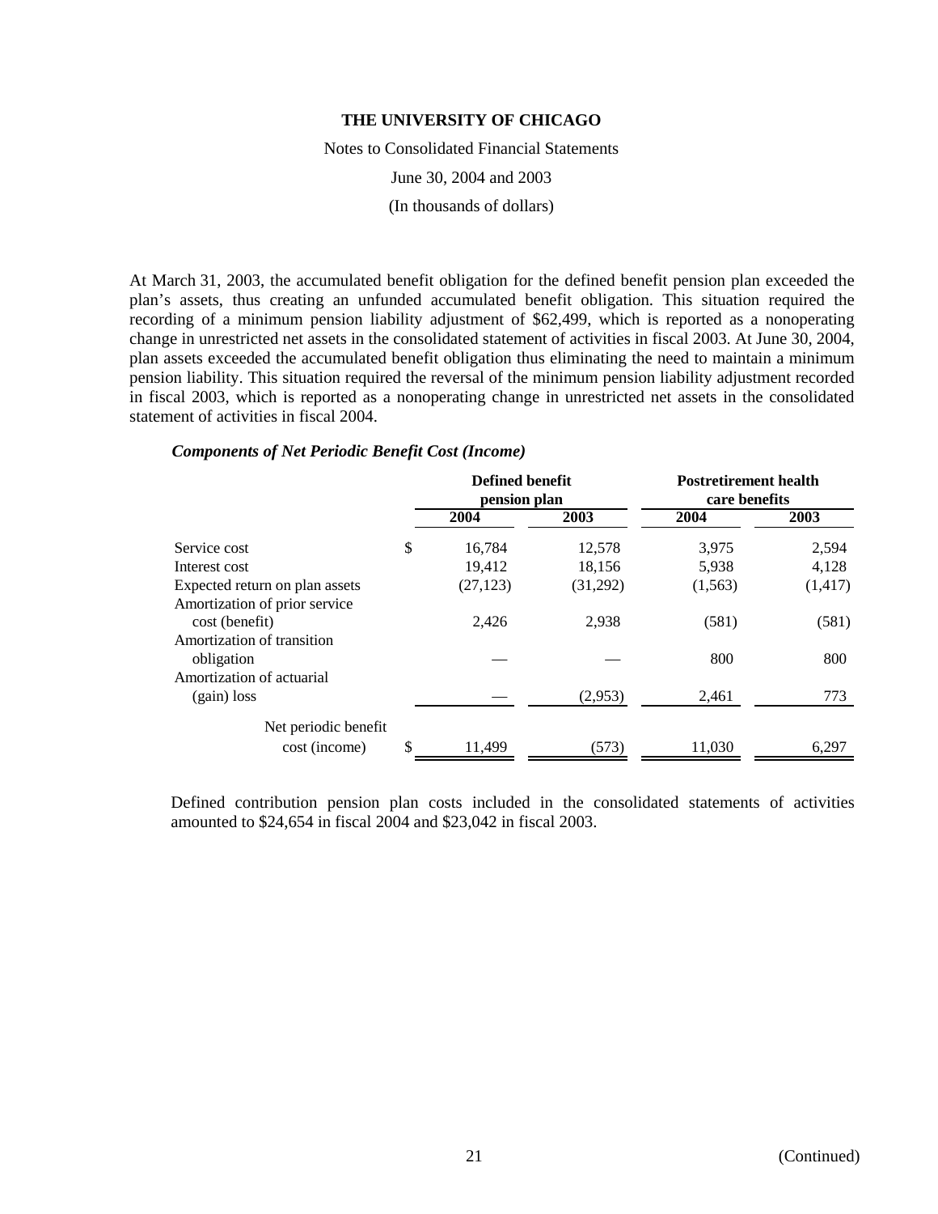# THE UNIVERSITY OF CHICAGO

Notes to Consolidated Financial Statements

June 30, 2004 and 2003

(In thousands of dollars)

At March 31, 2003, the accumulated benefit obligation for the defined benefit pension plan exceeded the plan's assets, thus creating an unfunded accumulated benefit obligation. This situation required the recording of a minimum pension liability adjustment of $62,499, which is reported as a nonoperating change in unrestricted net assets in the consolidated statement of activities in fiscal 2003. At June 30, 2004, plan assets exceeded the accumulated benefit obligation thus eliminating the need to maintain a minimum pension liability. This situation required the reversal of the minimum pension liability adjustment recorded in fiscal 2003, which is reported as a nonoperating change in unrestricted net assets in the consolidated statement of activities in fiscal 2004.

***Components of Net Periodic Benefit Cost (Income)***

| | Defined benefit pension plan | | Postretirement health care benefits | |
|---|---|---|---|---|
| | 2004 | 2003 | 2004 | 2003 |
| Service cost | $ 16,784 | 12,578 | 3,975 | 2,594 |
| Interest cost | 19,412 | 18,156 | 5,938 | 4,128 |
| Expected return on plan assets | (27,123) | (31,292) | (1,563) | (1,417) |
| Amortization of prior service cost (benefit) | 2,426 | 2,938 | (581) | (581) |
| Amortization of transition obligation | — | — | 800 | 800 |
| Amortization of actuarial (gain) loss | — | (2,953) | 2,461 | 773 |
| Net periodic benefit cost (income) | $ 11,499 | (573) | 11,030 | 6,297 |

Defined contribution pension plan costs included in the consolidated statements of activities amounted to $24,654 in fiscal 2004 and $23,042 in fiscal 2003.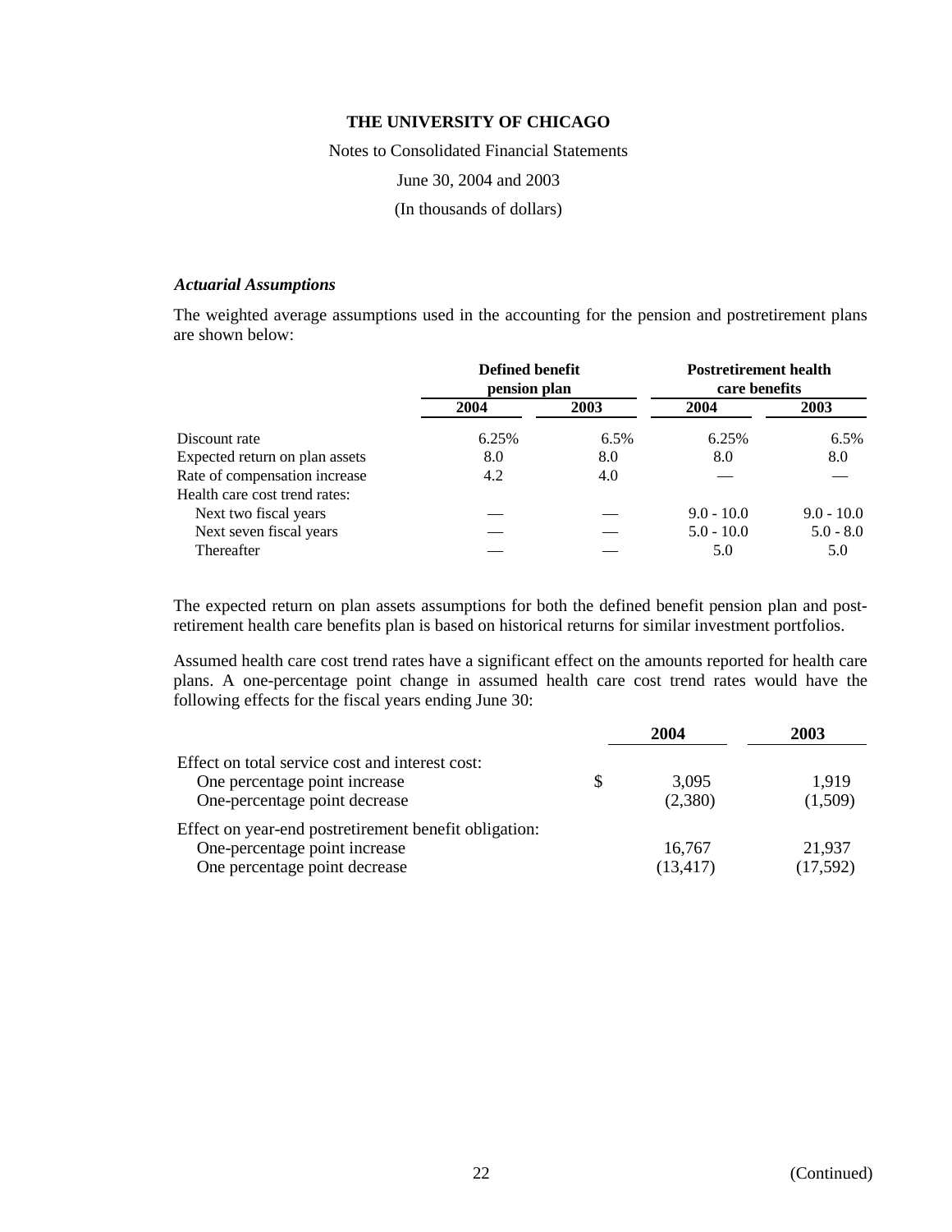# THE UNIVERSITY OF CHICAGO

Notes to Consolidated Financial Statements

June 30, 2004 and 2003

(In thousands of dollars)

### *Actuarial Assumptions*

The weighted average assumptions used in the accounting for the pension and postretirement plans are shown below:

| | Defined benefit pension plan | | Postretirement health care benefits | |
|---|---|---|---|---|
| | **2004** | **2003** | **2004** | **2003** |
| Discount rate | 6.25% | 6.5% | 6.25% | 6.5% |
| Expected return on plan assets | 8.0 | 8.0 | 8.0 | 8.0 |
| Rate of compensation increase | 4.2 | 4.0 | — | — |
| Health care cost trend rates: | | | | |
| Next two fiscal years | — | — | 9.0 - 10.0 | 9.0 - 10.0 |
| Next seven fiscal years | — | — | 5.0 - 10.0 | 5.0 - 8.0 |
| Thereafter | — | — | 5.0 | 5.0 |

The expected return on plan assets assumptions for both the defined benefit pension plan and post-retirement health care benefits plan is based on historical returns for similar investment portfolios.

Assumed health care cost trend rates have a significant effect on the amounts reported for health care plans. A one-percentage point change in assumed health care cost trend rates would have the following effects for the fiscal years ending June 30:

| | 2004 | 2003 |
|---|---|---|
| Effect on total service cost and interest cost: | | |
| One percentage point increase | $ 3,095 | 1,919 |
| One-percentage point decrease | (2,380) | (1,509) |
| Effect on year-end postretirement benefit obligation: | | |
| One-percentage point increase | 16,767 | 21,937 |
| One percentage point decrease | (13,417) | (17,592) |

(Continued)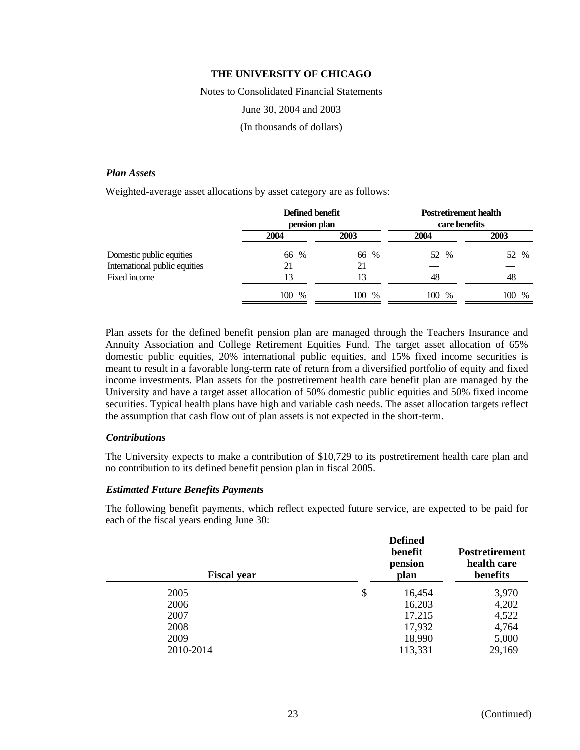# THE UNIVERSITY OF CHICAGO

Notes to Consolidated Financial Statements

June 30, 2004 and 2003

(In thousands of dollars)

### *Plan Assets*

Weighted-average asset allocations by asset category are as follows:

| | Defined benefit pension plan | | Postretirement health care benefits | |
|---|---|---|---|---|
| | 2004 | 2003 | 2004 | 2003 |
| Domestic public equities | 66 % | 66 % | 52 % | 52 % |
| International public equities | 21 | 21 | — | — |
| Fixed income | 13 | 13 | 48 | 48 |
| | 100 % | 100 % | 100 % | 100 % |

Plan assets for the defined benefit pension plan are managed through the Teachers Insurance and Annuity Association and College Retirement Equities Fund. The target asset allocation of 65% domestic public equities, 20% international public equities, and 15% fixed income securities is meant to result in a favorable long-term rate of return from a diversified portfolio of equity and fixed income investments. Plan assets for the postretirement health care benefit plan are managed by the University and have a target asset allocation of 50% domestic public equities and 50% fixed income securities. Typical health plans have high and variable cash needs. The asset allocation targets reflect the assumption that cash flow out of plan assets is not expected in the short-term.

### *Contributions*

The University expects to make a contribution of $10,729 to its postretirement health care plan and no contribution to its defined benefit pension plan in fiscal 2005.

### *Estimated Future Benefits Payments*

The following benefit payments, which reflect expected future service, are expected to be paid for each of the fiscal years ending June 30:

| Fiscal year | Defined benefit pension plan | Postretirement health care benefits |
|---|---|---|
| 2005 | $ 16,454 | 3,970 |
| 2006 | 16,203 | 4,202 |
| 2007 | 17,215 | 4,522 |
| 2008 | 17,932 | 4,764 |
| 2009 | 18,990 | 5,000 |
| 2010-2014 | 113,331 | 29,169 |

(Continued)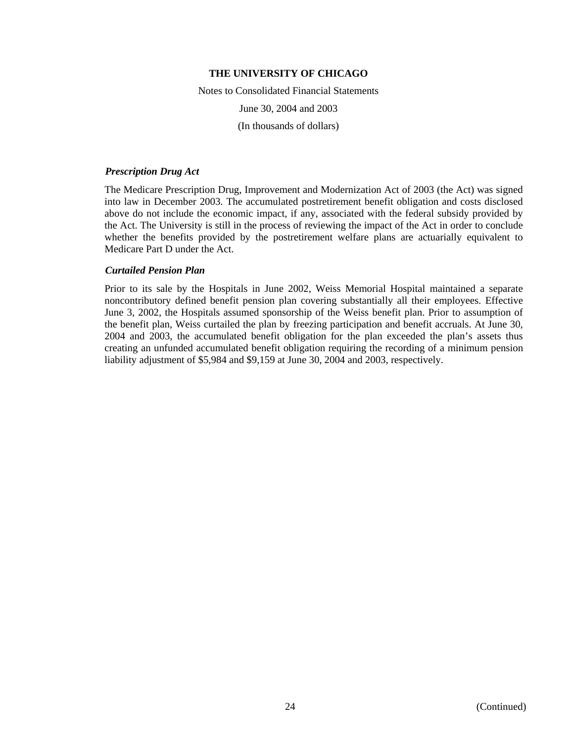### *Prescription Drug Act*

The Medicare Prescription Drug, Improvement and Modernization Act of 2003 (the Act) was signed into law in December 2003. The accumulated postretirement benefit obligation and costs disclosed above do not include the economic impact, if any, associated with the federal subsidy provided by the Act. The University is still in the process of reviewing the impact of the Act in order to conclude whether the benefits provided by the postretirement welfare plans are actuarially equivalent to Medicare Part D under the Act.

### *Curtailed Pension Plan*

Prior to its sale by the Hospitals in June 2002, Weiss Memorial Hospital maintained a separate noncontributory defined benefit pension plan covering substantially all their employees. Effective June 3, 2002, the Hospitals assumed sponsorship of the Weiss benefit plan. Prior to assumption of the benefit plan, Weiss curtailed the plan by freezing participation and benefit accruals. At June 30, 2004 and 2003, the accumulated benefit obligation for the plan exceeded the plan's assets thus creating an unfunded accumulated benefit obligation requiring the recording of a minimum pension liability adjustment of $5,984 and $9,159 at June 30, 2004 and 2003, respectively.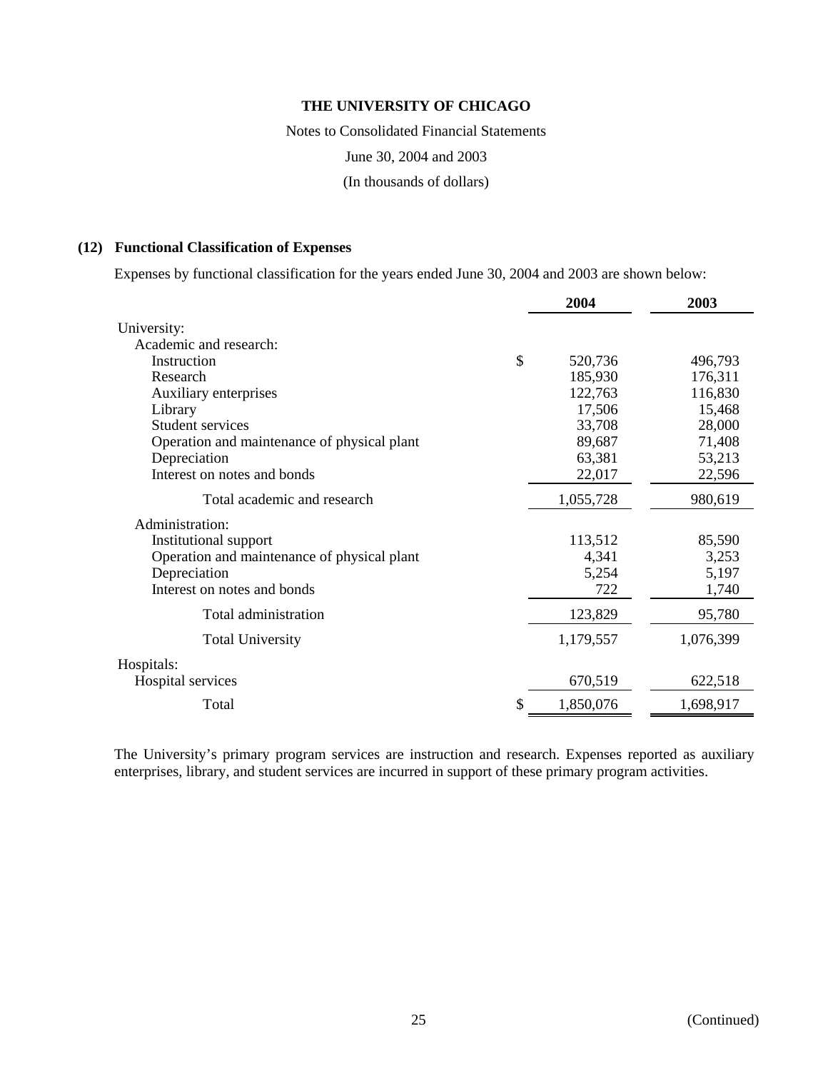**THE UNIVERSITY OF CHICAGO**

Notes to Consolidated Financial Statements

June 30, 2004 and 2003

(In thousands of dollars)

## (12) Functional Classification of Expenses

Expenses by functional classification for the years ended June 30, 2004 and 2003 are shown below:

| | 2004 | 2003 |
|---|---|---|
| University: | | |
| Academic and research: | | |
| Instruction | $ 520,736 | 496,793 |
| Research | 185,930 | 176,311 |
| Auxiliary enterprises | 122,763 | 116,830 |
| Library | 17,506 | 15,468 |
| Student services | 33,708 | 28,000 |
| Operation and maintenance of physical plant | 89,687 | 71,408 |
| Depreciation | 63,381 | 53,213 |
| Interest on notes and bonds | 22,017 | 22,596 |
| Total academic and research | 1,055,728 | 980,619 |
| Administration: | | |
| Institutional support | 113,512 | 85,590 |
| Operation and maintenance of physical plant | 4,341 | 3,253 |
| Depreciation | 5,254 | 5,197 |
| Interest on notes and bonds | 722 | 1,740 |
| Total administration | 123,829 | 95,780 |
| Total University | 1,179,557 | 1,076,399 |
| Hospitals: | | |
| Hospital services | 670,519 | 622,518 |
| Total | $ 1,850,076 | 1,698,917 |

The University's primary program services are instruction and research. Expenses reported as auxiliary enterprises, library, and student services are incurred in support of these primary program activities.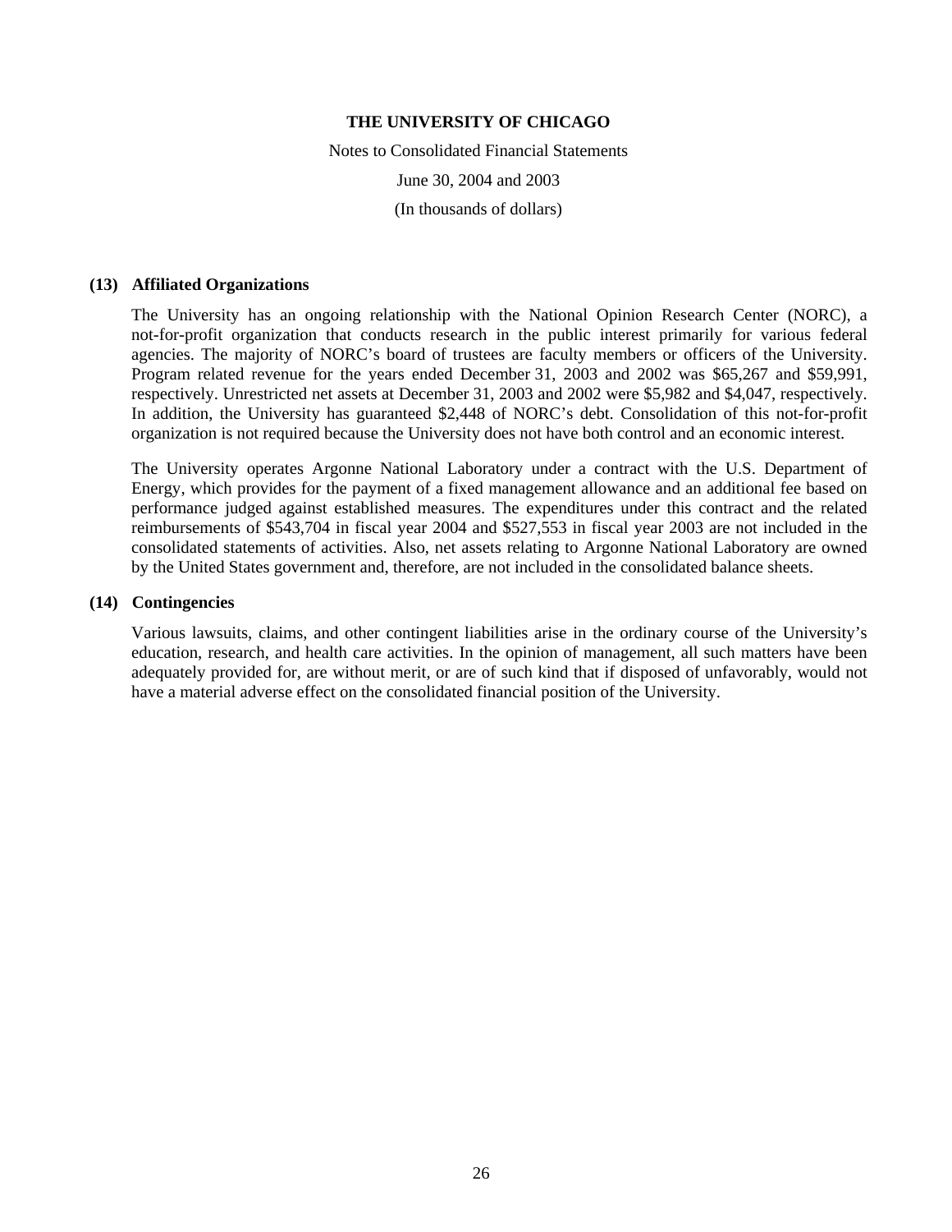# THE UNIVERSITY OF CHICAGO

Notes to Consolidated Financial Statements

June 30, 2004 and 2003

(In thousands of dollars)

## (13) Affiliated Organizations

The University has an ongoing relationship with the National Opinion Research Center (NORC), a not-for-profit organization that conducts research in the public interest primarily for various federal agencies. The majority of NORC's board of trustees are faculty members or officers of the University. Program related revenue for the years ended December 31, 2003 and 2002 was $65,267 and $59,991, respectively. Unrestricted net assets at December 31, 2003 and 2002 were $5,982 and $4,047, respectively. In addition, the University has guaranteed $2,448 of NORC's debt. Consolidation of this not-for-profit organization is not required because the University does not have both control and an economic interest.

The University operates Argonne National Laboratory under a contract with the U.S. Department of Energy, which provides for the payment of a fixed management allowance and an additional fee based on performance judged against established measures. The expenditures under this contract and the related reimbursements of $543,704 in fiscal year 2004 and $527,553 in fiscal year 2003 are not included in the consolidated statements of activities. Also, net assets relating to Argonne National Laboratory are owned by the United States government and, therefore, are not included in the consolidated balance sheets.

## (14) Contingencies

Various lawsuits, claims, and other contingent liabilities arise in the ordinary course of the University's education, research, and health care activities. In the opinion of management, all such matters have been adequately provided for, are without merit, or are of such kind that if disposed of unfavorably, would not have a material adverse effect on the consolidated financial position of the University.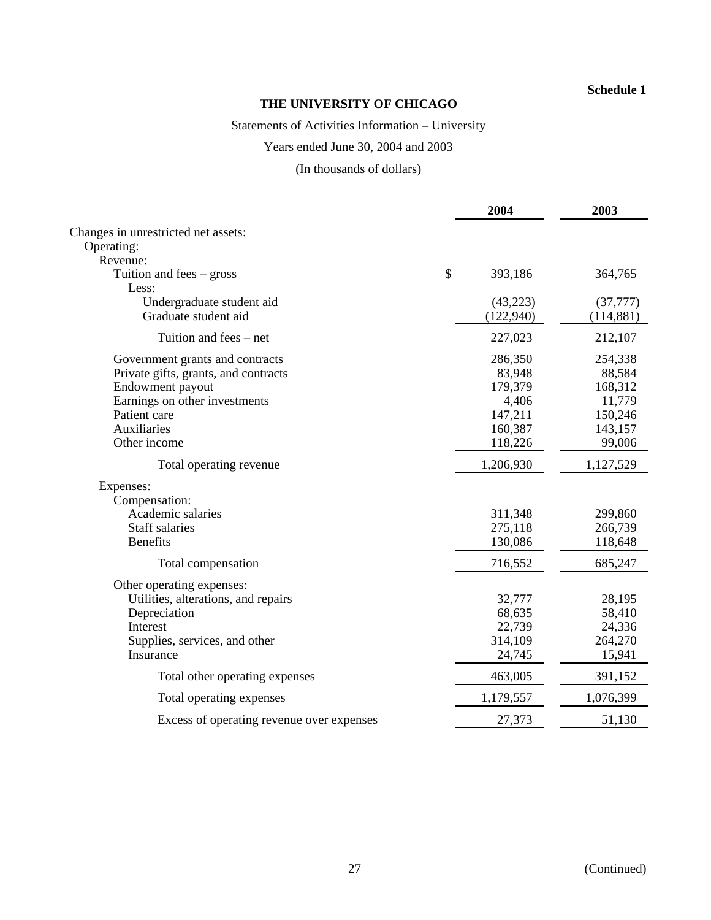**Schedule 1**

# THE UNIVERSITY OF CHICAGO

Statements of Activities Information – University

Years ended June 30, 2004 and 2003

(In thousands of dollars)

| | 2004 | 2003 |
|---|---|---|
| Changes in unrestricted net assets: | | |
| Operating: | | |
| Revenue: | | |
| Tuition and fees – gross | $ 393,186 | 364,765 |
| Less: | | |
| Undergraduate student aid | (43,223) | (37,777) |
| Graduate student aid | (122,940) | (114,881) |
| Tuition and fees – net | 227,023 | 212,107 |
| Government grants and contracts | 286,350 | 254,338 |
| Private gifts, grants, and contracts | 83,948 | 88,584 |
| Endowment payout | 179,379 | 168,312 |
| Earnings on other investments | 4,406 | 11,779 |
| Patient care | 147,211 | 150,246 |
| Auxiliaries | 160,387 | 143,157 |
| Other income | 118,226 | 99,006 |
| Total operating revenue | 1,206,930 | 1,127,529 |
| Expenses: | | |
| Compensation: | | |
| Academic salaries | 311,348 | 299,860 |
| Staff salaries | 275,118 | 266,739 |
| Benefits | 130,086 | 118,648 |
| Total compensation | 716,552 | 685,247 |
| Other operating expenses: | | |
| Utilities, alterations, and repairs | 32,777 | 28,195 |
| Depreciation | 68,635 | 58,410 |
| Interest | 22,739 | 24,336 |
| Supplies, services, and other | 314,109 | 264,270 |
| Insurance | 24,745 | 15,941 |
| Total other operating expenses | 463,005 | 391,152 |
| Total operating expenses | 1,179,557 | 1,076,399 |
| Excess of operating revenue over expenses | 27,373 | 51,130 |

(Continued)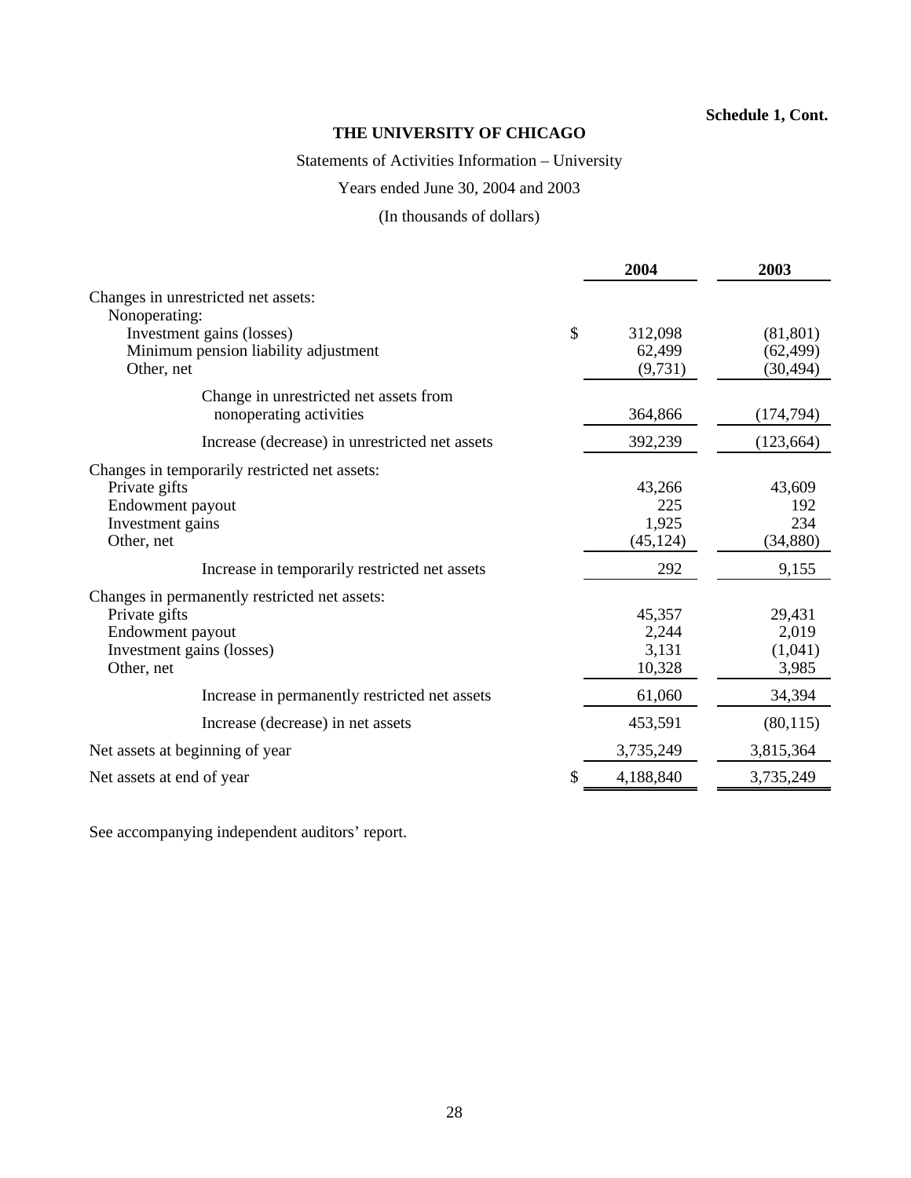**Schedule 1, Cont.**

# THE UNIVERSITY OF CHICAGO

Statements of Activities Information – University

Years ended June 30, 2004 and 2003

(In thousands of dollars)

| | 2004 | 2003 |
|---|---|---|
| Changes in unrestricted net assets: | | |
| Nonoperating: | | |
| Investment gains (losses) | $ 312,098 | (81,801) |
| Minimum pension liability adjustment | 62,499 | (62,499) |
| Other, net | (9,731) | (30,494) |
| Change in unrestricted net assets from nonoperating activities | 364,866 | (174,794) |
| Increase (decrease) in unrestricted net assets | 392,239 | (123,664) |
| Changes in temporarily restricted net assets: | | |
| Private gifts | 43,266 | 43,609 |
| Endowment payout | 225 | 192 |
| Investment gains | 1,925 | 234 |
| Other, net | (45,124) | (34,880) |
| Increase in temporarily restricted net assets | 292 | 9,155 |
| Changes in permanently restricted net assets: | | |
| Private gifts | 45,357 | 29,431 |
| Endowment payout | 2,244 | 2,019 |
| Investment gains (losses) | 3,131 | (1,041) |
| Other, net | 10,328 | 3,985 |
| Increase in permanently restricted net assets | 61,060 | 34,394 |
| Increase (decrease) in net assets | 453,591 | (80,115) |
| Net assets at beginning of year | 3,735,249 | 3,815,364 |
| Net assets at end of year | $ 4,188,840 | 3,735,249 |

See accompanying independent auditors' report.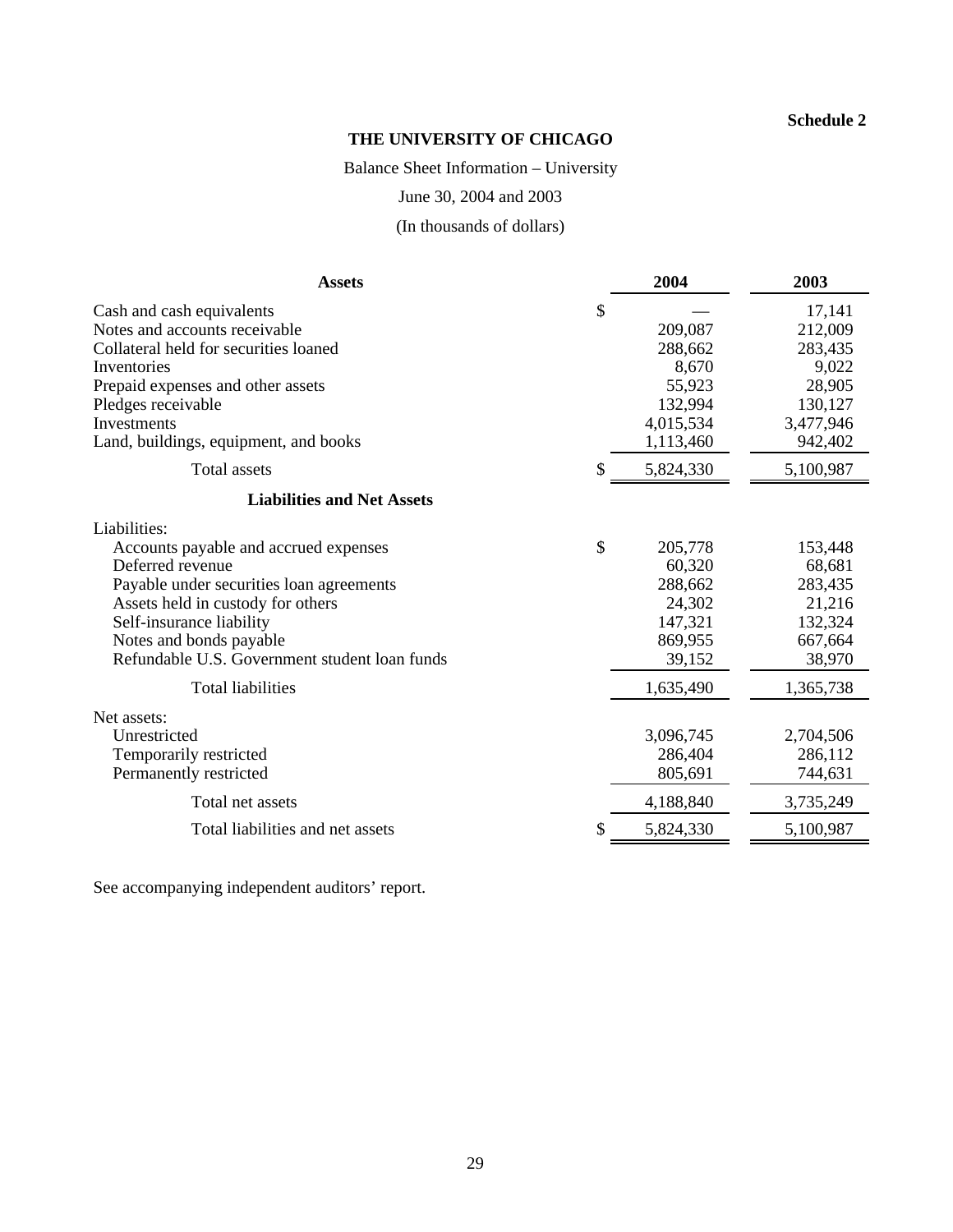**Schedule 2**

# THE UNIVERSITY OF CHICAGO

Balance Sheet Information – University

June 30, 2004 and 2003

(In thousands of dollars)

| Assets | 2004 | 2003 |
|---|---|---|
| Cash and cash equivalents | $ — | 17,141 |
| Notes and accounts receivable | 209,087 | 212,009 |
| Collateral held for securities loaned | 288,662 | 283,435 |
| Inventories | 8,670 | 9,022 |
| Prepaid expenses and other assets | 55,923 | 28,905 |
| Pledges receivable | 132,994 | 130,127 |
| Investments | 4,015,534 | 3,477,946 |
| Land, buildings, equipment, and books | 1,113,460 | 942,402 |
| Total assets | $ 5,824,330 | 5,100,987 |
| **Liabilities and Net Assets** | | |
| Liabilities: | | |
| Accounts payable and accrued expenses | $ 205,778 | 153,448 |
| Deferred revenue | 60,320 | 68,681 |
| Payable under securities loan agreements | 288,662 | 283,435 |
| Assets held in custody for others | 24,302 | 21,216 |
| Self-insurance liability | 147,321 | 132,324 |
| Notes and bonds payable | 869,955 | 667,664 |
| Refundable U.S. Government student loan funds | 39,152 | 38,970 |
| Total liabilities | 1,635,490 | 1,365,738 |
| Net assets: | | |
| Unrestricted | 3,096,745 | 2,704,506 |
| Temporarily restricted | 286,404 | 286,112 |
| Permanently restricted | 805,691 | 744,631 |
| Total net assets | 4,188,840 | 3,735,249 |
| Total liabilities and net assets | $ 5,824,330 | 5,100,987 |

See accompanying independent auditors' report.